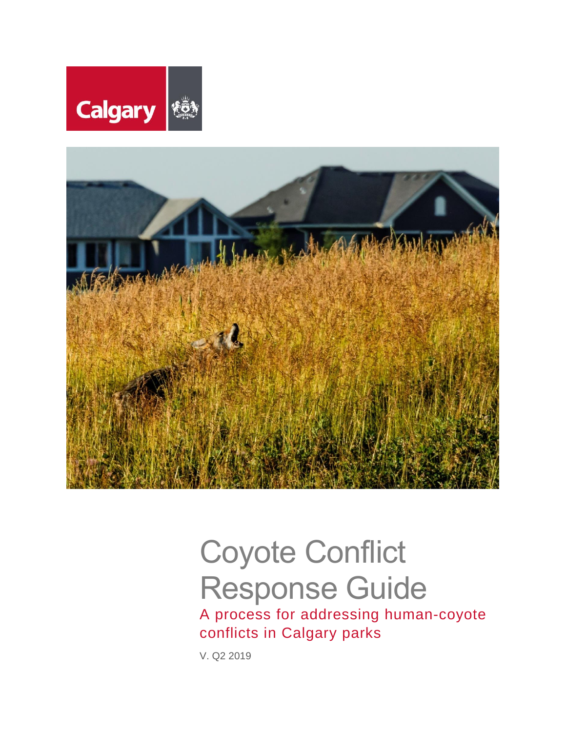Calgary

# Coyote Conflict Response Guide

## A process for addressing human-coyote conflicts in Calgary parks

V. Q2 2019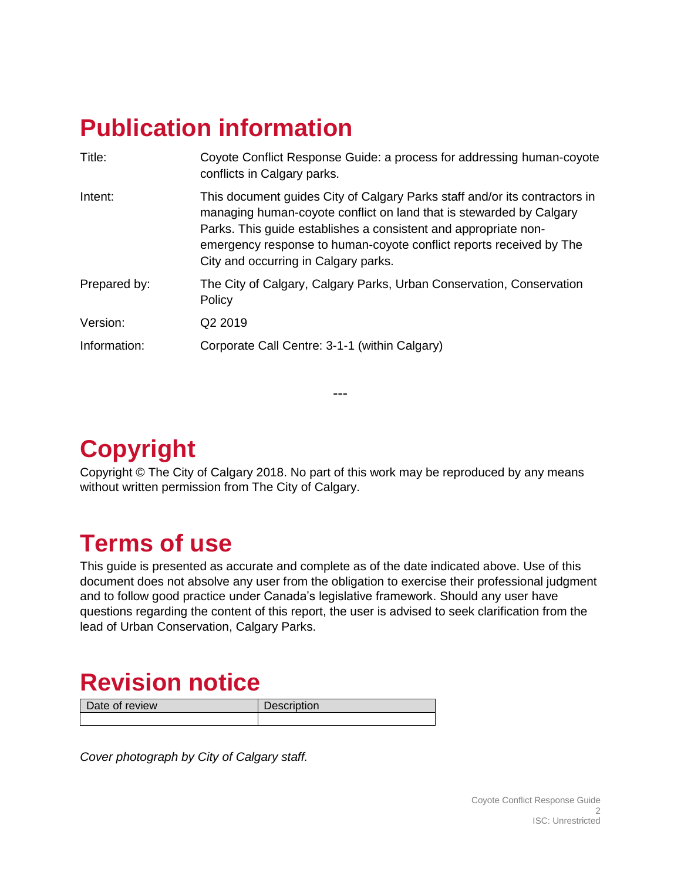# Publication information

| | |
|---|---|
| Title: | Coyote Conflict Response Guide: a process for addressing human-coyote conflicts in Calgary parks. |
| Intent: | This document guides City of Calgary Parks staff and/or its contractors in managing human-coyote conflict on land that is stewarded by Calgary Parks. This guide establishes a consistent and appropriate non-emergency response to human-coyote conflict reports received by The City and occurring in Calgary parks. |
| Prepared by: | The City of Calgary, Calgary Parks, Urban Conservation, Conservation Policy |
| Version: | Q2 2019 |
| Information: | Corporate Call Centre: 3-1-1 (within Calgary) |

---

# Copyright

Copyright © The City of Calgary 2018. No part of this work may be reproduced by any means without written permission from The City of Calgary.

# Terms of use

This guide is presented as accurate and complete as of the date indicated above. Use of this document does not absolve any user from the obligation to exercise their professional judgment and to follow good practice under Canada's legislative framework. Should any user have questions regarding the content of this report, the user is advised to seek clarification from the lead of Urban Conservation, Calgary Parks.

# Revision notice

| Date of review | Description |
|---|---|
| | |

*Cover photograph by City of Calgary staff.*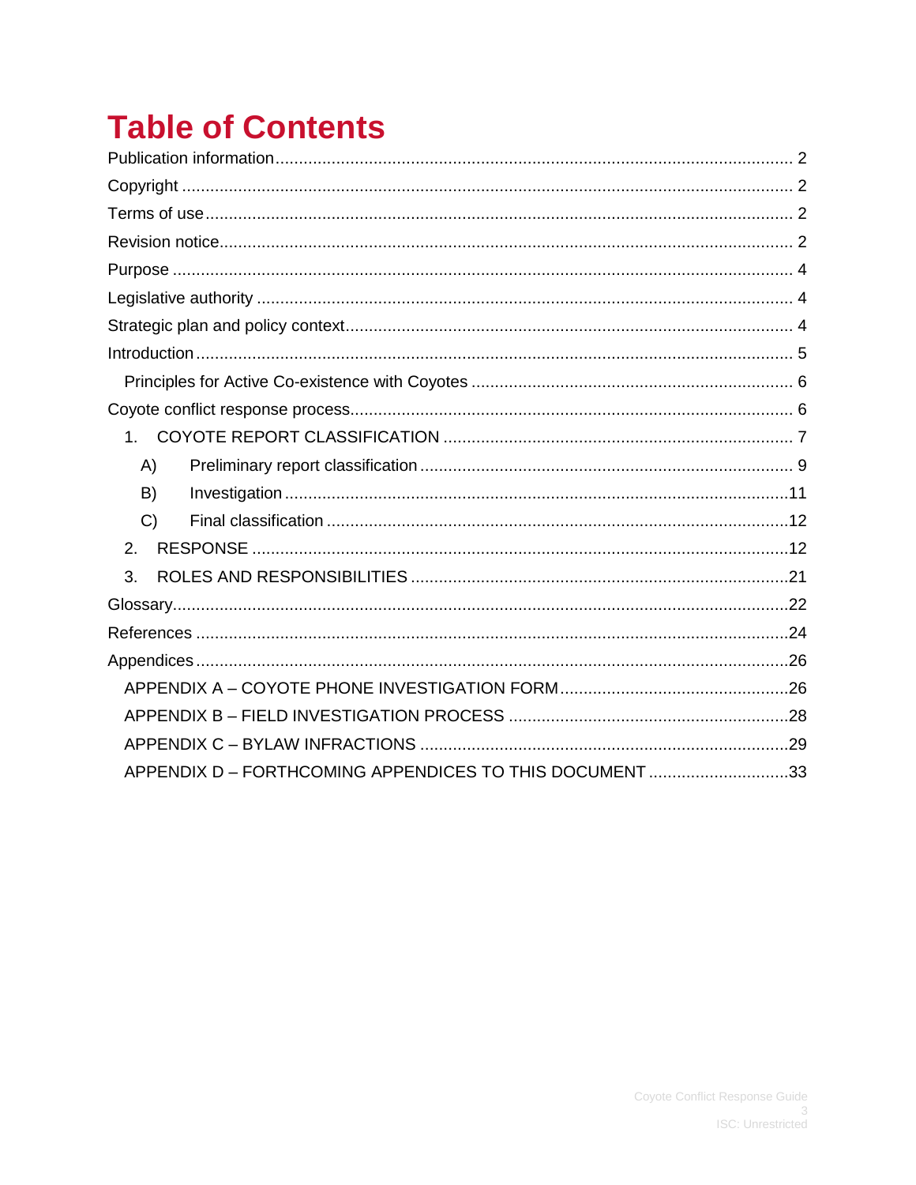# Table of Contents

Publication information ... 2

Copyright ... 2

Terms of use ... 2

Revision notice ... 2

Purpose ... 4

Legislative authority ... 4

Strategic plan and policy context ... 4

Introduction ... 5

- Principles for Active Co-existence with Coyotes ... 6

Coyote conflict response process ... 6

1. COYOTE REPORT CLASSIFICATION ... 7
   - A) Preliminary report classification ... 9
   - B) Investigation ... 11
   - C) Final classification ... 12
2. RESPONSE ... 12
3. ROLES AND RESPONSIBILITIES ... 21

Glossary ... 22

References ... 24

Appendices ... 26

- APPENDIX A – COYOTE PHONE INVESTIGATION FORM ... 26
- APPENDIX B – FIELD INVESTIGATION PROCESS ... 28
- APPENDIX C – BYLAW INFRACTIONS ... 29
- APPENDIX D – FORTHCOMING APPENDICES TO THIS DOCUMENT ... 33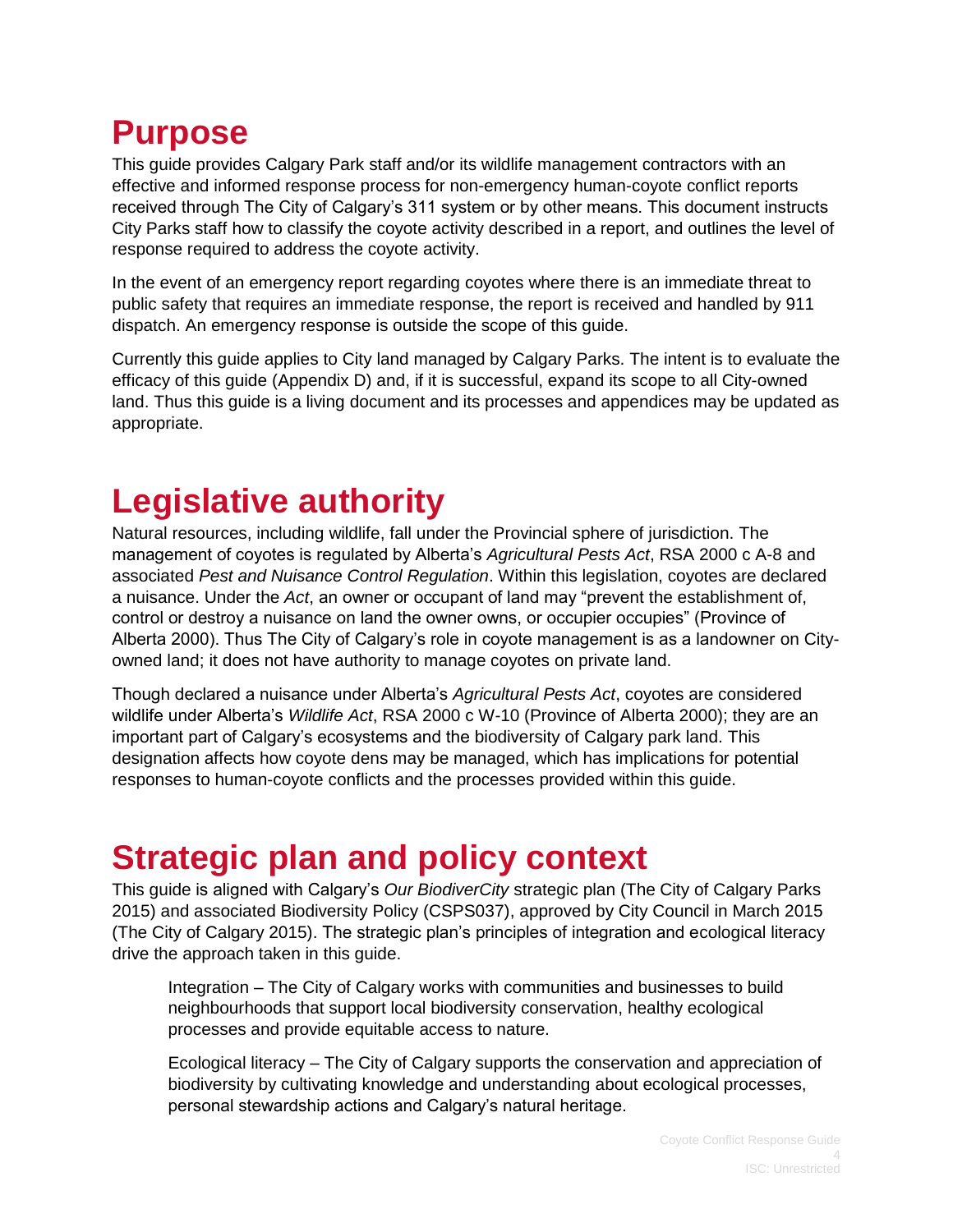# Purpose

This guide provides Calgary Park staff and/or its wildlife management contractors with an effective and informed response process for non-emergency human-coyote conflict reports received through The City of Calgary's 311 system or by other means. This document instructs City Parks staff how to classify the coyote activity described in a report, and outlines the level of response required to address the coyote activity.

In the event of an emergency report regarding coyotes where there is an immediate threat to public safety that requires an immediate response, the report is received and handled by 911 dispatch. An emergency response is outside the scope of this guide.

Currently this guide applies to City land managed by Calgary Parks. The intent is to evaluate the efficacy of this guide (Appendix D) and, if it is successful, expand its scope to all City-owned land. Thus this guide is a living document and its processes and appendices may be updated as appropriate.

# Legislative authority

Natural resources, including wildlife, fall under the Provincial sphere of jurisdiction. The management of coyotes is regulated by Alberta's *Agricultural Pests Act*, RSA 2000 c A-8 and associated *Pest and Nuisance Control Regulation*. Within this legislation, coyotes are declared a nuisance. Under the *Act*, an owner or occupant of land may "prevent the establishment of, control or destroy a nuisance on land the owner owns, or occupier occupies" (Province of Alberta 2000). Thus The City of Calgary's role in coyote management is as a landowner on City-owned land; it does not have authority to manage coyotes on private land.

Though declared a nuisance under Alberta's *Agricultural Pests Act*, coyotes are considered wildlife under Alberta's *Wildlife Act*, RSA 2000 c W-10 (Province of Alberta 2000); they are an important part of Calgary's ecosystems and the biodiversity of Calgary park land. This designation affects how coyote dens may be managed, which has implications for potential responses to human-coyote conflicts and the processes provided within this guide.

# Strategic plan and policy context

This guide is aligned with Calgary's *Our BiodiverCity* strategic plan (The City of Calgary Parks 2015) and associated Biodiversity Policy (CSPS037), approved by City Council in March 2015 (The City of Calgary 2015). The strategic plan's principles of integration and ecological literacy drive the approach taken in this guide.

> Integration – The City of Calgary works with communities and businesses to build neighbourhoods that support local biodiversity conservation, healthy ecological processes and provide equitable access to nature.
>
> Ecological literacy – The City of Calgary supports the conservation and appreciation of biodiversity by cultivating knowledge and understanding about ecological processes, personal stewardship actions and Calgary's natural heritage.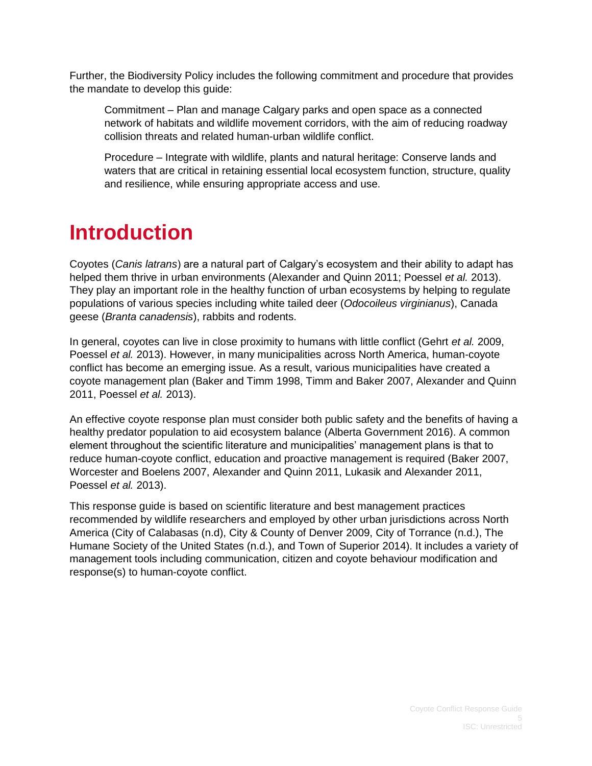Further, the Biodiversity Policy includes the following commitment and procedure that provides the mandate to develop this guide:

> Commitment – Plan and manage Calgary parks and open space as a connected network of habitats and wildlife movement corridors, with the aim of reducing roadway collision threats and related human-urban wildlife conflict.
>
> Procedure – Integrate with wildlife, plants and natural heritage: Conserve lands and waters that are critical in retaining essential local ecosystem function, structure, quality and resilience, while ensuring appropriate access and use.

# Introduction

Coyotes (*Canis latrans*) are a natural part of Calgary's ecosystem and their ability to adapt has helped them thrive in urban environments (Alexander and Quinn 2011; Poessel *et al.* 2013). They play an important role in the healthy function of urban ecosystems by helping to regulate populations of various species including white tailed deer (*Odocoileus virginianus*), Canada geese (*Branta canadensis*), rabbits and rodents.

In general, coyotes can live in close proximity to humans with little conflict (Gehrt *et al.* 2009, Poessel *et al.* 2013). However, in many municipalities across North America, human-coyote conflict has become an emerging issue. As a result, various municipalities have created a coyote management plan (Baker and Timm 1998, Timm and Baker 2007, Alexander and Quinn 2011, Poessel *et al.* 2013).

An effective coyote response plan must consider both public safety and the benefits of having a healthy predator population to aid ecosystem balance (Alberta Government 2016). A common element throughout the scientific literature and municipalities' management plans is that to reduce human-coyote conflict, education and proactive management is required (Baker 2007, Worcester and Boelens 2007, Alexander and Quinn 2011, Lukasik and Alexander 2011, Poessel *et al.* 2013).

This response guide is based on scientific literature and best management practices recommended by wildlife researchers and employed by other urban jurisdictions across North America (City of Calabasas (n.d), City & County of Denver 2009, City of Torrance (n.d.), The Humane Society of the United States (n.d.), and Town of Superior 2014). It includes a variety of management tools including communication, citizen and coyote behaviour modification and response(s) to human-coyote conflict.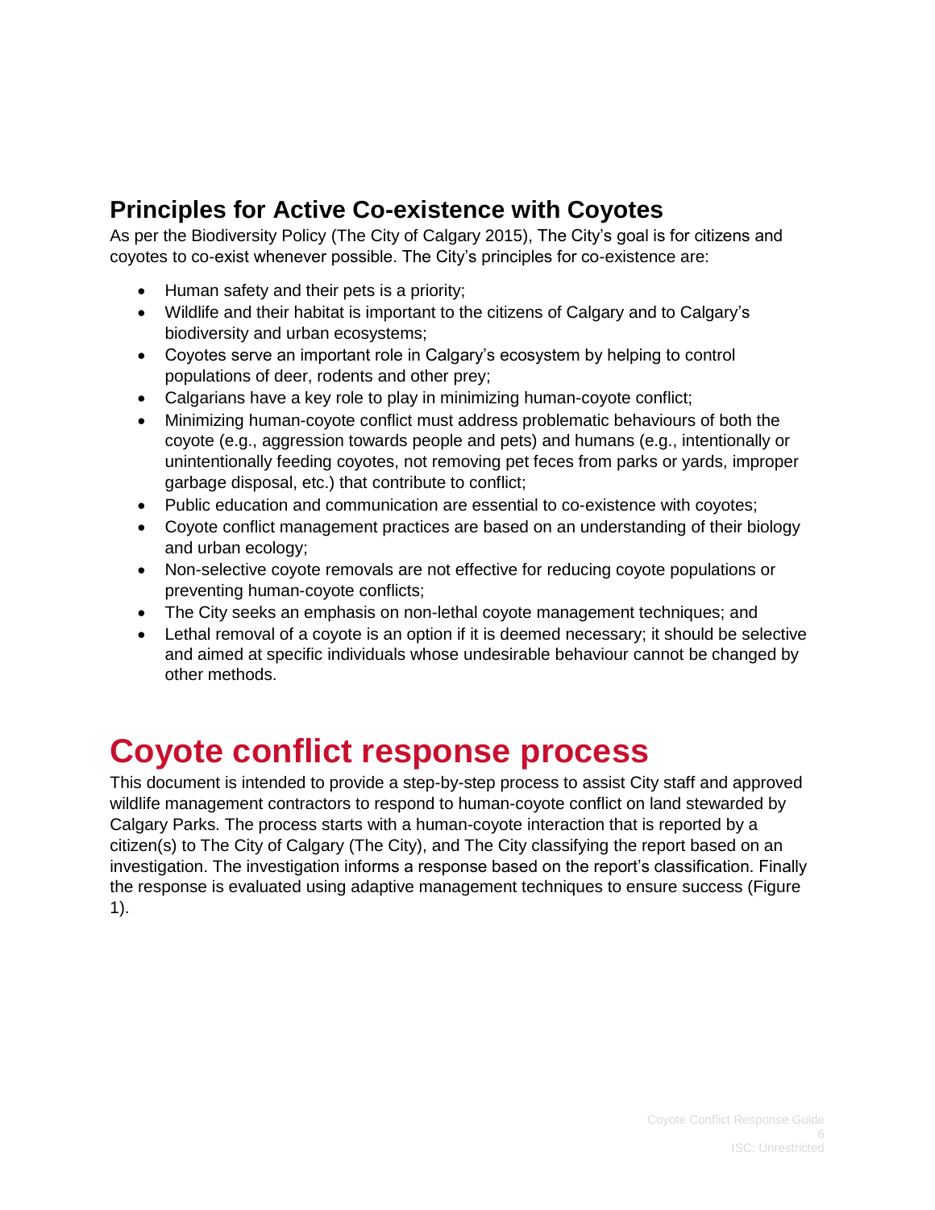## Principles for Active Co-existence with Coyotes

As per the Biodiversity Policy (The City of Calgary 2015), The City's goal is for citizens and coyotes to co-exist whenever possible. The City's principles for co-existence are:

- Human safety and their pets is a priority;
- Wildlife and their habitat is important to the citizens of Calgary and to Calgary's biodiversity and urban ecosystems;
- Coyotes serve an important role in Calgary's ecosystem by helping to control populations of deer, rodents and other prey;
- Calgarians have a key role to play in minimizing human-coyote conflict;
- Minimizing human-coyote conflict must address problematic behaviours of both the coyote (e.g., aggression towards people and pets) and humans (e.g., intentionally or unintentionally feeding coyotes, not removing pet feces from parks or yards, improper garbage disposal, etc.) that contribute to conflict;
- Public education and communication are essential to co-existence with coyotes;
- Coyote conflict management practices are based on an understanding of their biology and urban ecology;
- Non-selective coyote removals are not effective for reducing coyote populations or preventing human-coyote conflicts;
- The City seeks an emphasis on non-lethal coyote management techniques; and
- Lethal removal of a coyote is an option if it is deemed necessary; it should be selective and aimed at specific individuals whose undesirable behaviour cannot be changed by other methods.

# Coyote conflict response process

This document is intended to provide a step-by-step process to assist City staff and approved wildlife management contractors to respond to human-coyote conflict on land stewarded by Calgary Parks. The process starts with a human-coyote interaction that is reported by a citizen(s) to The City of Calgary (The City), and The City classifying the report based on an investigation. The investigation informs a response based on the report's classification. Finally the response is evaluated using adaptive management techniques to ensure success (Figure 1).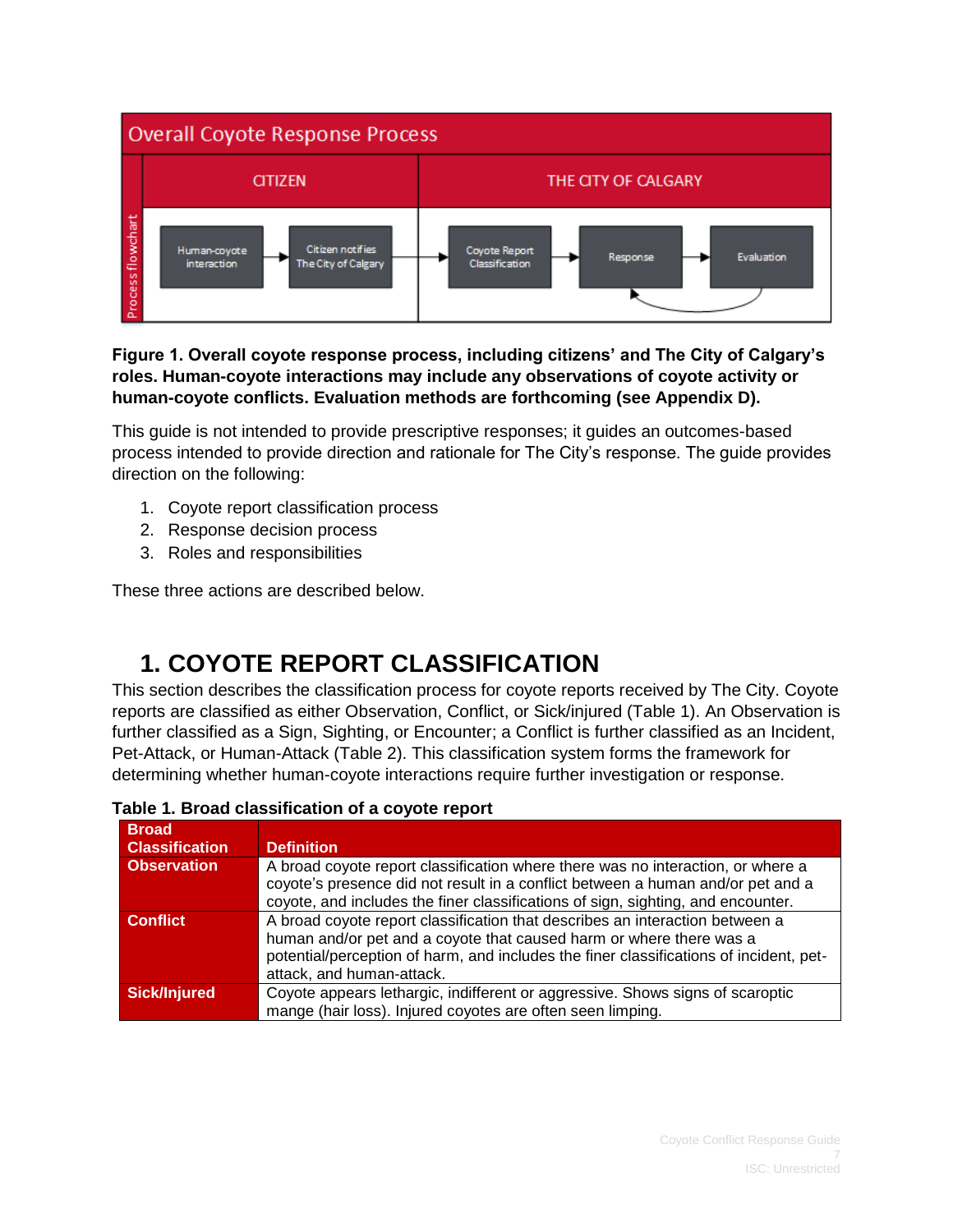Overall Coyote Response Process

| | CITIZEN | | THE CITY OF CALGARY | | |
|---|---|---|---|---|---|
| Process flowchart | Human-coyote interaction → | Citizen notifies The City of Calgary → | Coyote Report Classification → | Response → | Evaluation |

**Figure 1. Overall coyote response process, including citizens' and The City of Calgary's roles. Human-coyote interactions may include any observations of coyote activity or human-coyote conflicts. Evaluation methods are forthcoming (see Appendix D).**

This guide is not intended to provide prescriptive responses; it guides an outcomes-based process intended to provide direction and rationale for The City's response. The guide provides direction on the following:

1. Coyote report classification process
2. Response decision process
3. Roles and responsibilities

These three actions are described below.

# 1. COYOTE REPORT CLASSIFICATION

This section describes the classification process for coyote reports received by The City. Coyote reports are classified as either Observation, Conflict, or Sick/injured (Table 1). An Observation is further classified as a Sign, Sighting, or Encounter; a Conflict is further classified as an Incident, Pet-Attack, or Human-Attack (Table 2). This classification system forms the framework for determining whether human-coyote interactions require further investigation or response.

**Table 1. Broad classification of a coyote report**

| Broad Classification | Definition |
|---|---|
| **Observation** | A broad coyote report classification where there was no interaction, or where a coyote's presence did not result in a conflict between a human and/or pet and a coyote, and includes the finer classifications of sign, sighting, and encounter. |
| **Conflict** | A broad coyote report classification that describes an interaction between a human and/or pet and a coyote that caused harm or where there was a potential/perception of harm, and includes the finer classifications of incident, pet-attack, and human-attack. |
| **Sick/Injured** | Coyote appears lethargic, indifferent or aggressive. Shows signs of scaroptic mange (hair loss). Injured coyotes are often seen limping. |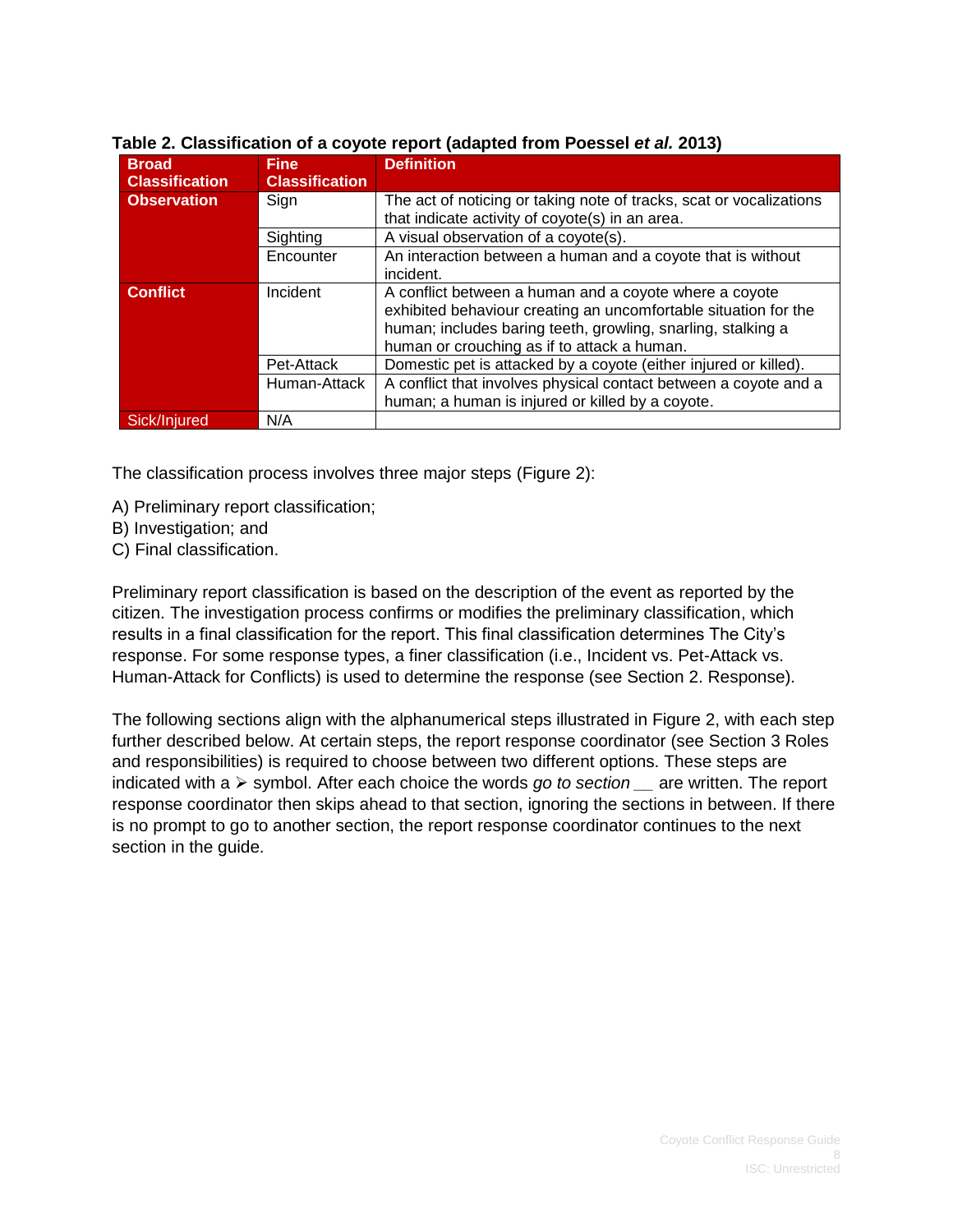**Table 2. Classification of a coyote report (adapted from Poessel *et al.* 2013)**

| Broad Classification | Fine Classification | Definition |
|---|---|---|
| **Observation** | Sign | The act of noticing or taking note of tracks, scat or vocalizations that indicate activity of coyote(s) in an area. |
| | Sighting | A visual observation of a coyote(s). |
| | Encounter | An interaction between a human and a coyote that is without incident. |
| **Conflict** | Incident | A conflict between a human and a coyote where a coyote exhibited behaviour creating an uncomfortable situation for the human; includes baring teeth, growling, snarling, stalking a human or crouching as if to attack a human. |
| | Pet-Attack | Domestic pet is attacked by a coyote (either injured or killed). |
| | Human-Attack | A conflict that involves physical contact between a coyote and a human; a human is injured or killed by a coyote. |
| Sick/Injured | N/A | |

The classification process involves three major steps (Figure 2):

A) Preliminary report classification;
B) Investigation; and
C) Final classification.

Preliminary report classification is based on the description of the event as reported by the citizen. The investigation process confirms or modifies the preliminary classification, which results in a final classification for the report. This final classification determines The City's response. For some response types, a finer classification (i.e., Incident vs. Pet-Attack vs. Human-Attack for Conflicts) is used to determine the response (see Section 2. Response).

The following sections align with the alphanumerical steps illustrated in Figure 2, with each step further described below. At certain steps, the report response coordinator (see Section 3 Roles and responsibilities) is required to choose between two different options. These steps are indicated with a ➢ symbol. After each choice the words *go to section __* are written. The report response coordinator then skips ahead to that section, ignoring the sections in between. If there is no prompt to go to another section, the report response coordinator continues to the next section in the guide.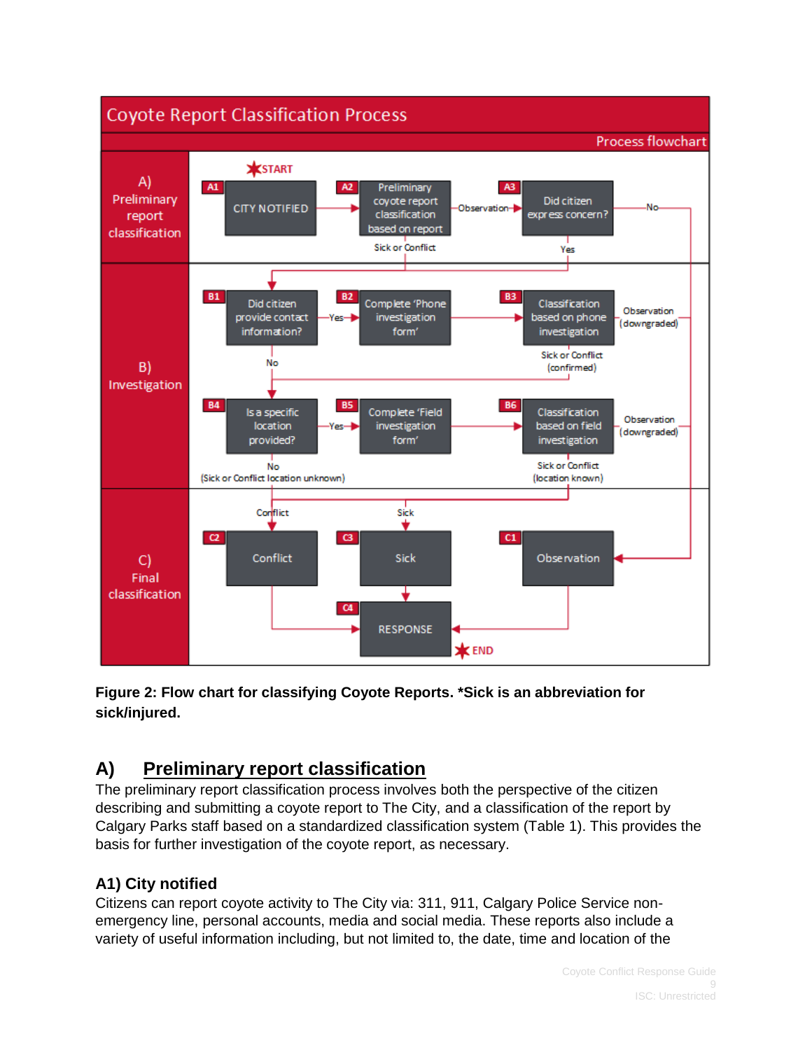**Coyote Report Classification Process**

Process flowchart

**A) Preliminary report classification**

- START
- A1: CITY NOTIFIED → A2
- A2: Preliminary coyote report classification based on report
  - Observation → A3
  - Sick or Conflict → B1
- A3: Did citizen express concern?
  - No → C1
  - Yes → B1

**B) Investigation**

- B1: Did citizen provide contact information?
  - Yes → B2
  - No → B4
- B2: Complete 'Phone investigation form' → B3
- B3: Classification based on phone investigation
  - Observation (downgraded) → C1
  - Sick or Conflict (confirmed) → B4
- B4: Is a specific location provided?
  - Yes → B5
  - No (Sick or Conflict location unknown) → C2 / C3
- B5: Complete 'Field investigation form' → B6
- B6: Classification based on field investigation
  - Observation (downgraded) → C1
  - Sick or Conflict (location known) → C2 / C3

**C) Final classification**

- C2: Conflict → C4
- C3: Sick → C4
- C1: Observation → C4
- C4: RESPONSE
- END

**Figure 2: Flow chart for classifying Coyote Reports. *Sick is an abbreviation for sick/injured.**

## A) Preliminary report classification

The preliminary report classification process involves both the perspective of the citizen describing and submitting a coyote report to The City, and a classification of the report by Calgary Parks staff based on a standardized classification system (Table 1). This provides the basis for further investigation of the coyote report, as necessary.

### A1) City notified

Citizens can report coyote activity to The City via: 311, 911, Calgary Police Service non-emergency line, personal accounts, media and social media. These reports also include a variety of useful information including, but not limited to, the date, time and location of the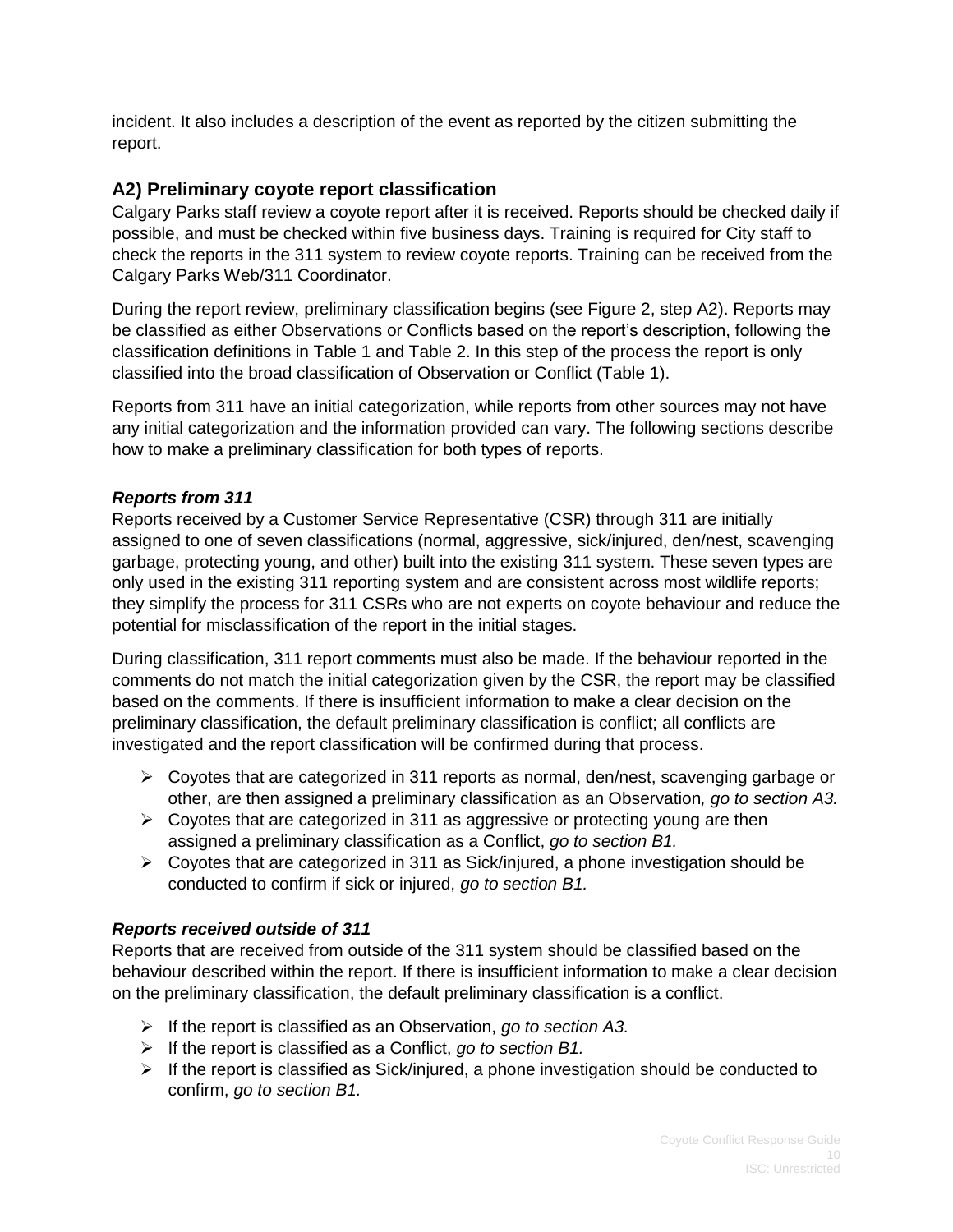incident. It also includes a description of the event as reported by the citizen submitting the report.

## A2) Preliminary coyote report classification

Calgary Parks staff review a coyote report after it is received. Reports should be checked daily if possible, and must be checked within five business days. Training is required for City staff to check the reports in the 311 system to review coyote reports. Training can be received from the Calgary Parks Web/311 Coordinator.

During the report review, preliminary classification begins (see Figure 2, step A2). Reports may be classified as either Observations or Conflicts based on the report's description, following the classification definitions in Table 1 and Table 2. In this step of the process the report is only classified into the broad classification of Observation or Conflict (Table 1).

Reports from 311 have an initial categorization, while reports from other sources may not have any initial categorization and the information provided can vary. The following sections describe how to make a preliminary classification for both types of reports.

### *Reports from 311*

Reports received by a Customer Service Representative (CSR) through 311 are initially assigned to one of seven classifications (normal, aggressive, sick/injured, den/nest, scavenging garbage, protecting young, and other) built into the existing 311 system. These seven types are only used in the existing 311 reporting system and are consistent across most wildlife reports; they simplify the process for 311 CSRs who are not experts on coyote behaviour and reduce the potential for misclassification of the report in the initial stages.

During classification, 311 report comments must also be made. If the behaviour reported in the comments do not match the initial categorization given by the CSR, the report may be classified based on the comments. If there is insufficient information to make a clear decision on the preliminary classification, the default preliminary classification is conflict; all conflicts are investigated and the report classification will be confirmed during that process.

- Coyotes that are categorized in 311 reports as normal, den/nest, scavenging garbage or other, are then assigned a preliminary classification as an Observation*, go to section A3.*
- Coyotes that are categorized in 311 as aggressive or protecting young are then assigned a preliminary classification as a Conflict, *go to section B1.*
- Coyotes that are categorized in 311 as Sick/injured, a phone investigation should be conducted to confirm if sick or injured, *go to section B1.*

### *Reports received outside of 311*

Reports that are received from outside of the 311 system should be classified based on the behaviour described within the report. If there is insufficient information to make a clear decision on the preliminary classification, the default preliminary classification is a conflict.

- If the report is classified as an Observation, *go to section A3.*
- If the report is classified as a Conflict, *go to section B1.*
- If the report is classified as Sick/injured, a phone investigation should be conducted to confirm, *go to section B1.*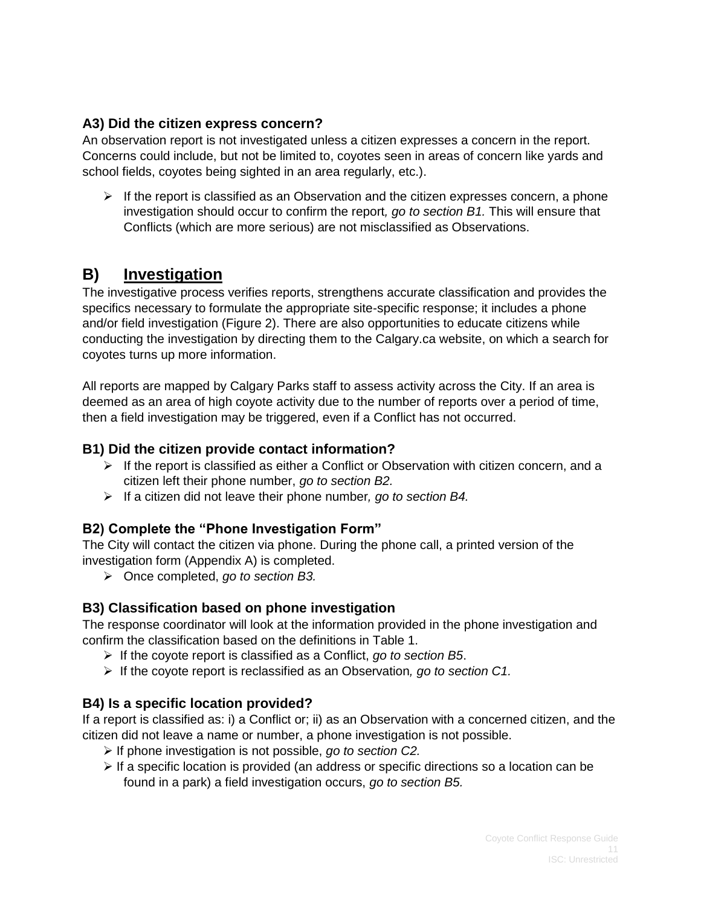### A3) Did the citizen express concern?

An observation report is not investigated unless a citizen expresses a concern in the report. Concerns could include, but not be limited to, coyotes seen in areas of concern like yards and school fields, coyotes being sighted in an area regularly, etc.).

- If the report is classified as an Observation and the citizen expresses concern, a phone investigation should occur to confirm the report*, go to section B1.* This will ensure that Conflicts (which are more serious) are not misclassified as Observations.

## B) Investigation

The investigative process verifies reports, strengthens accurate classification and provides the specifics necessary to formulate the appropriate site-specific response; it includes a phone and/or field investigation (Figure 2). There are also opportunities to educate citizens while conducting the investigation by directing them to the Calgary.ca website, on which a search for coyotes turns up more information.

All reports are mapped by Calgary Parks staff to assess activity across the City. If an area is deemed as an area of high coyote activity due to the number of reports over a period of time, then a field investigation may be triggered, even if a Conflict has not occurred.

### B1) Did the citizen provide contact information?

- If the report is classified as either a Conflict or Observation with citizen concern, and a citizen left their phone number, *go to section B2.*
- If a citizen did not leave their phone number*, go to section B4.*

### B2) Complete the "Phone Investigation Form"

The City will contact the citizen via phone. During the phone call, a printed version of the investigation form (Appendix A) is completed.

- Once completed, *go to section B3.*

### B3) Classification based on phone investigation

The response coordinator will look at the information provided in the phone investigation and confirm the classification based on the definitions in Table 1.

- If the coyote report is classified as a Conflict, *go to section B5*.
- If the coyote report is reclassified as an Observation*, go to section C1.*

### B4) Is a specific location provided?

If a report is classified as: i) a Conflict or; ii) as an Observation with a concerned citizen, and the citizen did not leave a name or number, a phone investigation is not possible.

- If phone investigation is not possible, *go to section C2.*
- If a specific location is provided (an address or specific directions so a location can be found in a park) a field investigation occurs, *go to section B5.*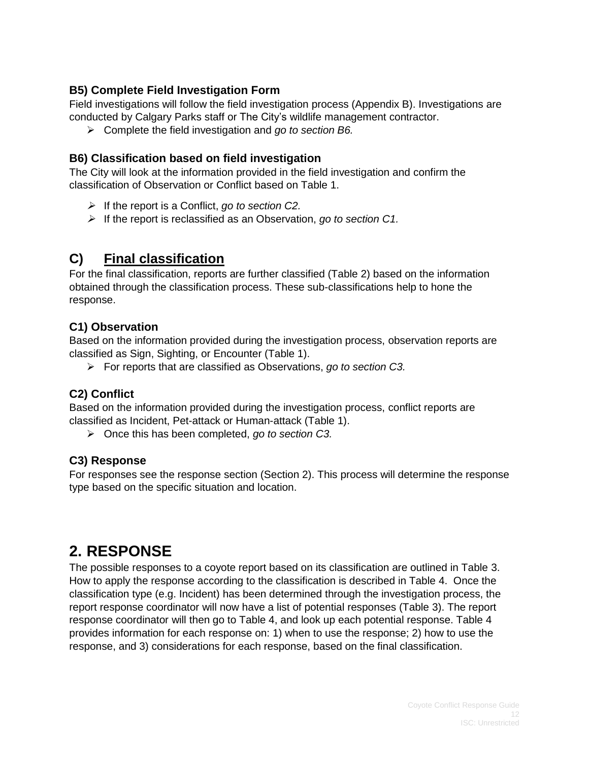### B5) Complete Field Investigation Form

Field investigations will follow the field investigation process (Appendix B). Investigations are conducted by Calgary Parks staff or The City's wildlife management contractor.

- Complete the field investigation and *go to section B6.*

### B6) Classification based on field investigation

The City will look at the information provided in the field investigation and confirm the classification of Observation or Conflict based on Table 1.

- If the report is a Conflict, *go to section C2.*
- If the report is reclassified as an Observation, *go to section C1.*

## C) <u>Final classification</u>

For the final classification, reports are further classified (Table 2) based on the information obtained through the classification process. These sub-classifications help to hone the response.

### C1) Observation

Based on the information provided during the investigation process, observation reports are classified as Sign, Sighting, or Encounter (Table 1).

- For reports that are classified as Observations, *go to section C3.*

### C2) Conflict

Based on the information provided during the investigation process, conflict reports are classified as Incident, Pet-attack or Human-attack (Table 1).

- Once this has been completed, *go to section C3.*

### C3) Response

For responses see the response section (Section 2). This process will determine the response type based on the specific situation and location.

# 2. RESPONSE

The possible responses to a coyote report based on its classification are outlined in Table 3. How to apply the response according to the classification is described in Table 4. Once the classification type (e.g. Incident) has been determined through the investigation process, the report response coordinator will now have a list of potential responses (Table 3). The report response coordinator will then go to Table 4, and look up each potential response. Table 4 provides information for each response on: 1) when to use the response; 2) how to use the response, and 3) considerations for each response, based on the final classification.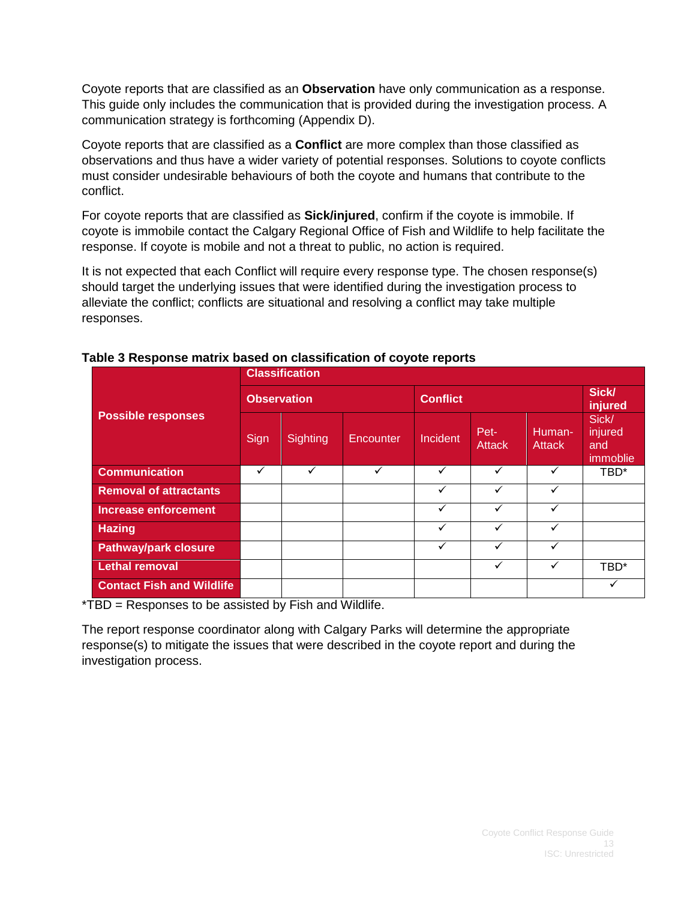Coyote reports that are classified as an **Observation** have only communication as a response. This guide only includes the communication that is provided during the investigation process. A communication strategy is forthcoming (Appendix D).

Coyote reports that are classified as a **Conflict** are more complex than those classified as observations and thus have a wider variety of potential responses. Solutions to coyote conflicts must consider undesirable behaviours of both the coyote and humans that contribute to the conflict.

For coyote reports that are classified as **Sick/injured**, confirm if the coyote is immobile. If coyote is immobile contact the Calgary Regional Office of Fish and Wildlife to help facilitate the response. If coyote is mobile and not a threat to public, no action is required.

It is not expected that each Conflict will require every response type. The chosen response(s) should target the underlying issues that were identified during the investigation process to alleviate the conflict; conflicts are situational and resolving a conflict may take multiple responses.

**Table 3 Response matrix based on classification of coyote reports**

| Possible responses | Classification | | | | | | |
|---|---|---|---|---|---|---|---|
| | Observation | | | Conflict | | | Sick/ injured |
| | Sign | Sighting | Encounter | Incident | Pet-Attack | Human-Attack | Sick/ injured and immoblie |
| **Communication** | ✓ | ✓ | ✓ | ✓ | ✓ | ✓ | TBD* |
| **Removal of attractants** | | | | ✓ | ✓ | ✓ | |
| **Increase enforcement** | | | | ✓ | ✓ | ✓ | |
| **Hazing** | | | | ✓ | ✓ | ✓ | |
| **Pathway/park closure** | | | | ✓ | ✓ | ✓ | |
| **Lethal removal** | | | | | ✓ | ✓ | TBD* |
| **Contact Fish and Wildlife** | | | | | | | ✓ |

*TBD = Responses to be assisted by Fish and Wildlife.

The report response coordinator along with Calgary Parks will determine the appropriate response(s) to mitigate the issues that were described in the coyote report and during the investigation process.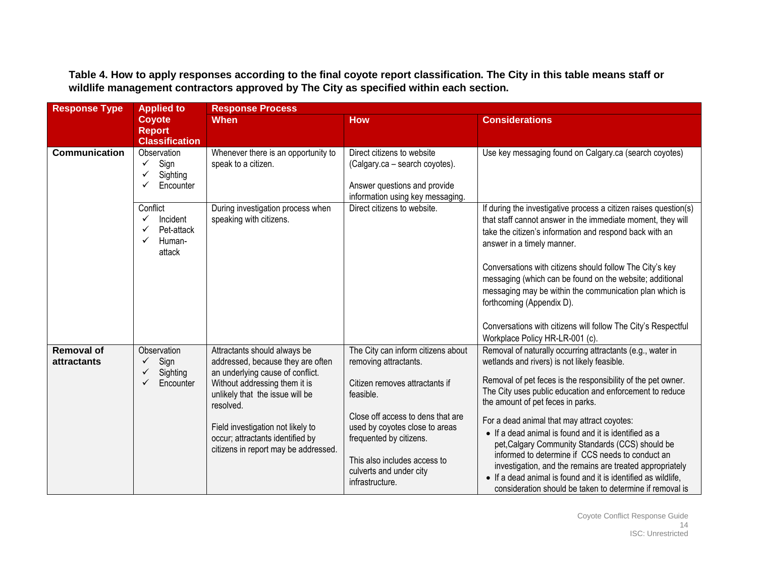**Table 4. How to apply responses according to the final coyote report classification. The City in this table means staff or wildlife management contractors approved by The City as specified within each section.**

| Response Type | Applied to Coyote Report Classification | Response Process | | |
|---|---|---|---|---|
| | | **When** | **How** | **Considerations** |
| **Communication** | Observation<br>✓ Sign<br>✓ Sighting<br>✓ Encounter | Whenever there is an opportunity to speak to a citizen. | Direct citizens to website (Calgary.ca – search coyotes).<br><br>Answer questions and provide information using key messaging. | Use key messaging found on Calgary.ca (search coyotes) |
| | Conflict<br>✓ Incident<br>✓ Pet-attack<br>✓ Human-attack | During investigation process when speaking with citizens. | Direct citizens to website. | If during the investigative process a citizen raises question(s) that staff cannot answer in the immediate moment, they will take the citizen's information and respond back with an answer in a timely manner.<br><br>Conversations with citizens should follow The City's key messaging (which can be found on the website; additional messaging may be within the communication plan which is forthcoming (Appendix D).<br><br>Conversations with citizens will follow The City's Respectful Workplace Policy HR-LR-001 (c). |
| **Removal of attractants** | Observation<br>✓ Sign<br>✓ Sighting<br>✓ Encounter | Attractants should always be addressed, because they are often an underlying cause of conflict. Without addressing them it is unlikely that the issue will be resolved.<br><br>Field investigation not likely to occur; attractants identified by citizens in report may be addressed. | The City can inform citizens about removing attractants.<br><br>Citizen removes attractants if feasible.<br><br>Close off access to dens that are used by coyotes close to areas frequented by citizens.<br><br>This also includes access to culverts and under city infrastructure. | Removal of naturally occurring attractants (e.g., water in wetlands and rivers) is not likely feasible.<br><br>Removal of pet feces is the responsibility of the pet owner. The City uses public education and enforcement to reduce the amount of pet feces in parks.<br><br>For a dead animal that may attract coyotes:<br>• If a dead animal is found and it is identified as a pet,Calgary Community Standards (CCS) should be informed to determine if CCS needs to conduct an investigation, and the remains are treated appropriately<br>• If a dead animal is found and it is identified as wildlife, consideration should be taken to determine if removal is |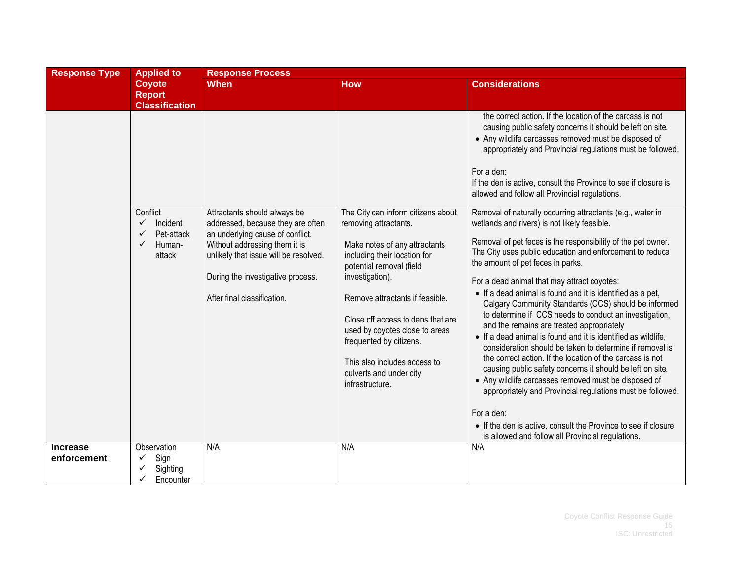| Response Type | Applied to Coyote Report Classification | Response Process | | |
|---|---|---|---|---|
| | | When | How | Considerations |
| | | | | the correct action. If the location of the carcass is not causing public safety concerns it should be left on site.<br>• Any wildlife carcasses removed must be disposed of appropriately and Provincial regulations must be followed.<br><br>For a den:<br>If the den is active, consult the Province to see if closure is allowed and follow all Provincial regulations. |
| | Conflict<br>✓ Incident<br>✓ Pet-attack<br>✓ Human-attack | Attractants should always be addressed, because they are often an underlying cause of conflict. Without addressing them it is unlikely that issue will be resolved.<br><br>During the investigative process.<br><br>After final classification. | The City can inform citizens about removing attractants.<br><br>Make notes of any attractants including their location for potential removal (field investigation).<br><br>Remove attractants if feasible.<br><br>Close off access to dens that are used by coyotes close to areas frequented by citizens.<br><br>This also includes access to culverts and under city infrastructure. | Removal of naturally occurring attractants (e.g., water in wetlands and rivers) is not likely feasible.<br><br>Removal of pet feces is the responsibility of the pet owner. The City uses public education and enforcement to reduce the amount of pet feces in parks.<br><br>For a dead animal that may attract coyotes:<br>• If a dead animal is found and it is identified as a pet, Calgary Community Standards (CCS) should be informed to determine if CCS needs to conduct an investigation, and the remains are treated appropriately<br>• If a dead animal is found and it is identified as wildlife, consideration should be taken to determine if removal is the correct action. If the location of the carcass is not causing public safety concerns it should be left on site.<br>• Any wildlife carcasses removed must be disposed of appropriately and Provincial regulations must be followed.<br><br>For a den:<br>• If the den is active, consult the Province to see if closure is allowed and follow all Provincial regulations. |
| **Increase enforcement** | Observation<br>✓ Sign<br>✓ Sighting<br>✓ Encounter | N/A | N/A | N/A |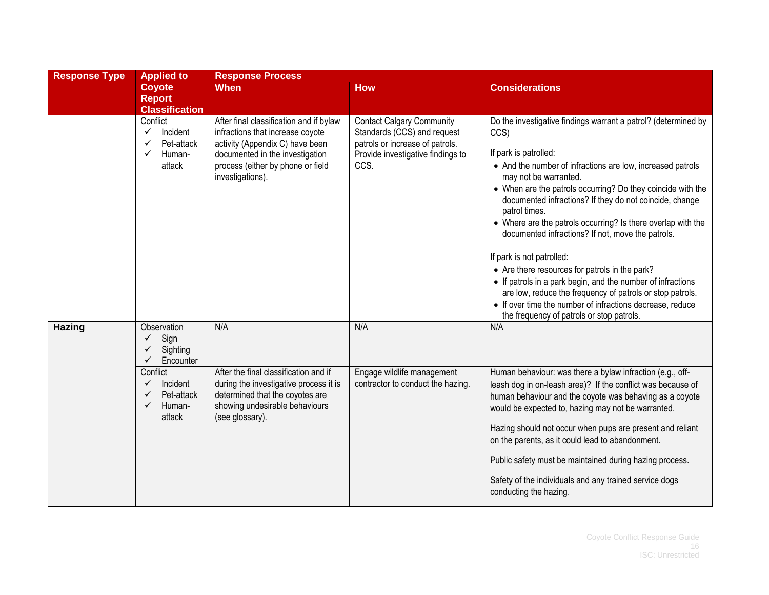| Response Type | Applied to Coyote Report Classification | Response Process | | |
|---|---|---|---|---|
| | | **When** | **How** | **Considerations** |
| | Conflict<br>✓ Incident<br>✓ Pet-attack<br>✓ Human-attack | After final classification and if bylaw infractions that increase coyote activity (Appendix C) have been documented in the investigation process (either by phone or field investigations). | Contact Calgary Community Standards (CCS) and request patrols or increase of patrols. Provide investigative findings to CCS. | Do the investigative findings warrant a patrol? (determined by CCS)<br><br>If park is patrolled:<br>• And the number of infractions are low, increased patrols may not be warranted.<br>• When are the patrols occurring? Do they coincide with the documented infractions? If they do not coincide, change patrol times.<br>• Where are the patrols occurring? Is there overlap with the documented infractions? If not, move the patrols.<br><br>If park is not patrolled:<br>• Are there resources for patrols in the park?<br>• If patrols in a park begin, and the number of infractions are low, reduce the frequency of patrols or stop patrols.<br>• If over time the number of infractions decrease, reduce the frequency of patrols or stop patrols. |
| **Hazing** | Observation<br>✓ Sign<br>✓ Sighting<br>✓ Encounter | N/A | N/A | N/A |
| | Conflict<br>✓ Incident<br>✓ Pet-attack<br>✓ Human-attack | After the final classification and if during the investigative process it is determined that the coyotes are showing undesirable behaviours (see glossary). | Engage wildlife management contractor to conduct the hazing. | Human behaviour: was there a bylaw infraction (e.g., off-leash dog in on-leash area)? If the conflict was because of human behaviour and the coyote was behaving as a coyote would be expected to, hazing may not be warranted.<br><br>Hazing should not occur when pups are present and reliant on the parents, as it could lead to abandonment.<br><br>Public safety must be maintained during hazing process.<br><br>Safety of the individuals and any trained service dogs conducting the hazing. |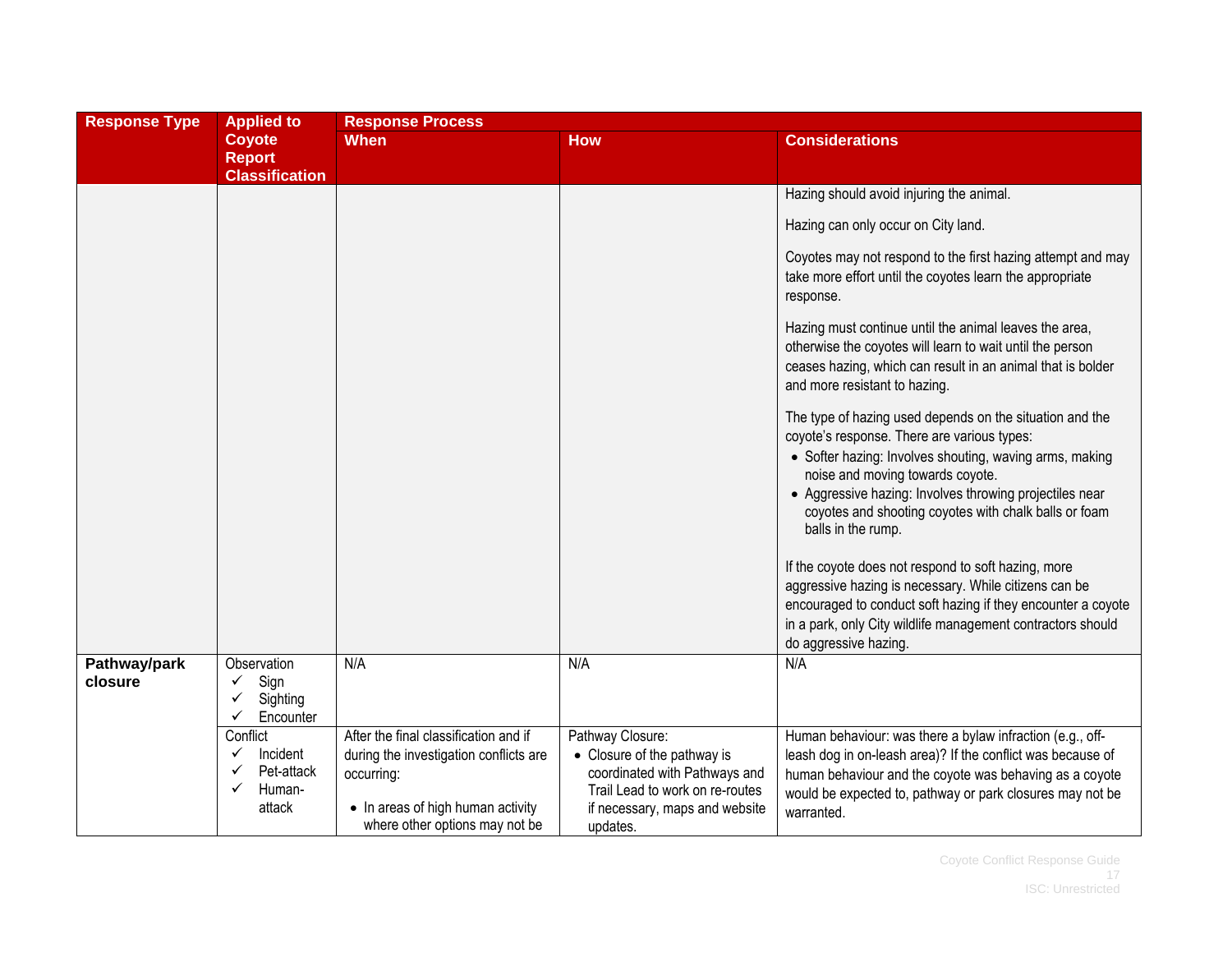| Response Type | Applied to Coyote Report Classification | Response Process | | |
|---|---|---|---|---|
| | | **When** | **How** | **Considerations** |
| | | | | Hazing should avoid injuring the animal.<br><br>Hazing can only occur on City land.<br><br>Coyotes may not respond to the first hazing attempt and may take more effort until the coyotes learn the appropriate response.<br><br>Hazing must continue until the animal leaves the area, otherwise the coyotes will learn to wait until the person ceases hazing, which can result in an animal that is bolder and more resistant to hazing.<br><br>The type of hazing used depends on the situation and the coyote's response. There are various types:<br>• Softer hazing: Involves shouting, waving arms, making noise and moving towards coyote.<br>• Aggressive hazing: Involves throwing projectiles near coyotes and shooting coyotes with chalk balls or foam balls in the rump.<br><br>If the coyote does not respond to soft hazing, more aggressive hazing is necessary. While citizens can be encouraged to conduct soft hazing if they encounter a coyote in a park, only City wildlife management contractors should do aggressive hazing. |
| **Pathway/park closure** | Observation<br>✓ Sign<br>✓ Sighting<br>✓ Encounter | N/A | N/A | N/A |
| | Conflict<br>✓ Incident<br>✓ Pet-attack<br>✓ Human-attack | After the final classification and if during the investigation conflicts are occurring:<br><br>• In areas of high human activity where other options may not be | Pathway Closure:<br>• Closure of the pathway is coordinated with Pathways and Trail Lead to work on re-routes if necessary, maps and website updates. | Human behaviour: was there a bylaw infraction (e.g., off-leash dog in on-leash area)? If the conflict was because of human behaviour and the coyote was behaving as a coyote would be expected to, pathway or park closures may not be warranted. |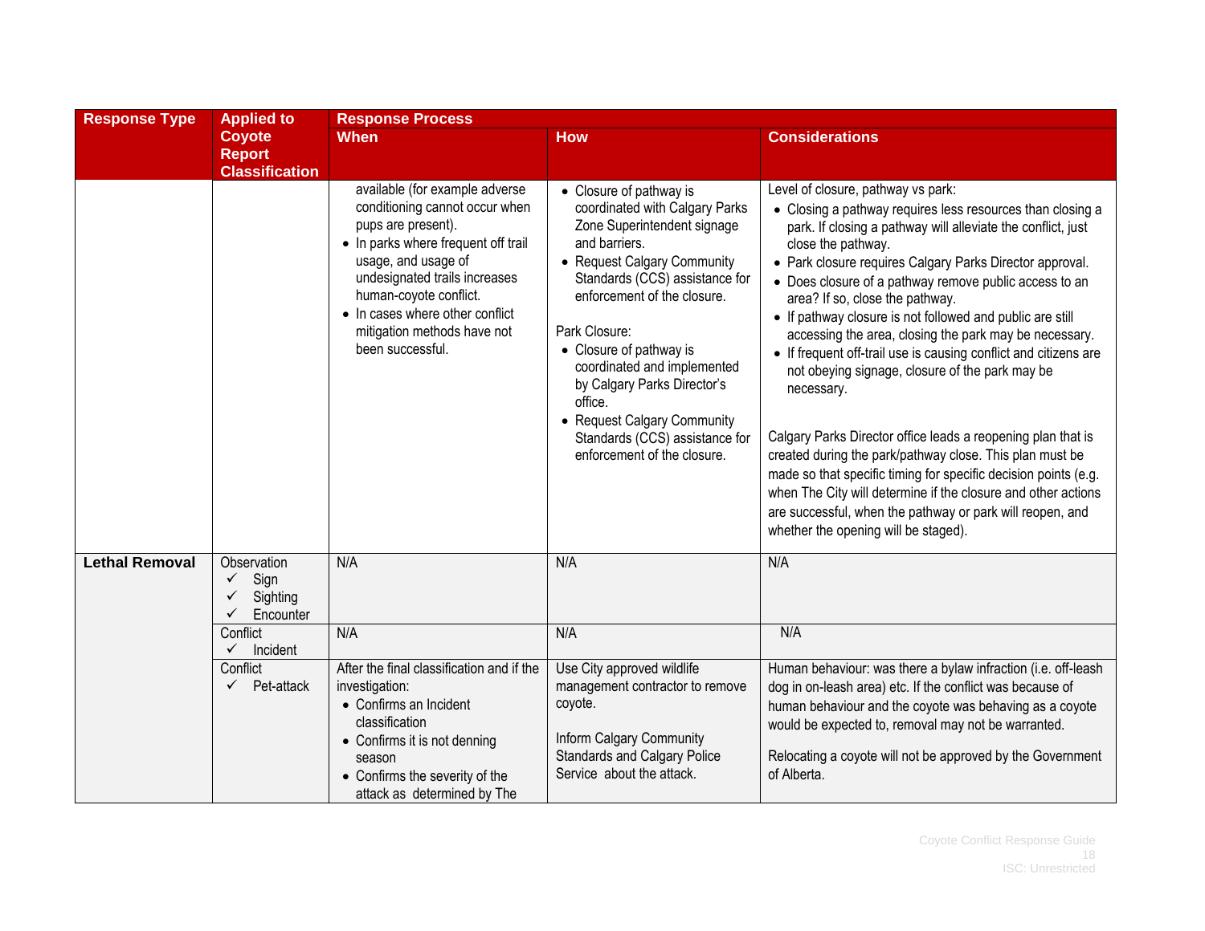| Response Type | Applied to Coyote Report Classification | Response Process | | |
|---|---|---|---|---|
| | | **When** | **How** | **Considerations** |
| | | available (for example adverse conditioning cannot occur when pups are present).<br>• In parks where frequent off trail usage, and usage of undesignated trails increases human-coyote conflict.<br>• In cases where other conflict mitigation methods have not been successful. | • Closure of pathway is coordinated with Calgary Parks Zone Superintendent signage and barriers.<br>• Request Calgary Community Standards (CCS) assistance for enforcement of the closure.<br><br>Park Closure:<br>• Closure of pathway is coordinated and implemented by Calgary Parks Director's office.<br>• Request Calgary Community Standards (CCS) assistance for enforcement of the closure. | Level of closure, pathway vs park:<br>• Closing a pathway requires less resources than closing a park. If closing a pathway will alleviate the conflict, just close the pathway.<br>• Park closure requires Calgary Parks Director approval.<br>• Does closure of a pathway remove public access to an area? If so, close the pathway.<br>• If pathway closure is not followed and public are still accessing the area, closing the park may be necessary.<br>• If frequent off-trail use is causing conflict and citizens are not obeying signage, closure of the park may be necessary.<br><br>Calgary Parks Director office leads a reopening plan that is created during the park/pathway close. This plan must be made so that specific timing for specific decision points (e.g. when The City will determine if the closure and other actions are successful, when the pathway or park will reopen, and whether the opening will be staged). |
| **Lethal Removal** | Observation<br>✓ Sign<br>✓ Sighting<br>✓ Encounter | N/A | N/A | N/A |
| | Conflict<br>✓ Incident | N/A | N/A | N/A |
| | Conflict<br>✓ Pet-attack | After the final classification and if the investigation:<br>• Confirms an Incident classification<br>• Confirms it is not denning season<br>• Confirms the severity of the attack as determined by The | Use City approved wildlife management contractor to remove coyote.<br><br>Inform Calgary Community Standards and Calgary Police Service about the attack. | Human behaviour: was there a bylaw infraction (i.e. off-leash dog in on-leash area) etc. If the conflict was because of human behaviour and the coyote was behaving as a coyote would be expected to, removal may not be warranted.<br><br>Relocating a coyote will not be approved by the Government of Alberta. |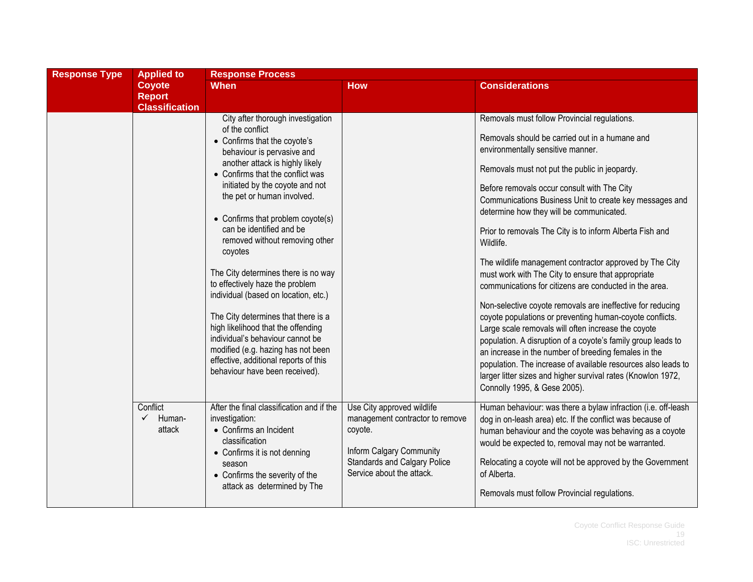| Response Type | Applied to Coyote Report Classification | Response Process | | |
|---|---|---|---|---|
| | | **When** | **How** | **Considerations** |
| | | City after thorough investigation of the conflict<br>• Confirms that the coyote's behaviour is pervasive and another attack is highly likely<br>• Confirms that the conflict was initiated by the coyote and not the pet or human involved.<br><br>• Confirms that problem coyote(s) can be identified and be removed without removing other coyotes<br><br>The City determines there is no way to effectively haze the problem individual (based on location, etc.)<br><br>The City determines that there is a high likelihood that the offending individual's behaviour cannot be modified (e.g. hazing has not been effective, additional reports of this behaviour have been received). | | Removals must follow Provincial regulations.<br><br>Removals should be carried out in a humane and environmentally sensitive manner.<br><br>Removals must not put the public in jeopardy.<br><br>Before removals occur consult with The City Communications Business Unit to create key messages and determine how they will be communicated.<br><br>Prior to removals The City is to inform Alberta Fish and Wildlife.<br><br>The wildlife management contractor approved by The City must work with The City to ensure that appropriate communications for citizens are conducted in the area.<br><br>Non-selective coyote removals are ineffective for reducing coyote populations or preventing human-coyote conflicts. Large scale removals will often increase the coyote population. A disruption of a coyote's family group leads to an increase in the number of breeding females in the population. The increase of available resources also leads to larger litter sizes and higher survival rates (Knowlon 1972, Connolly 1995, & Gese 2005). |
| | Conflict<br>✓ Human-attack | After the final classification and if the investigation:<br>• Confirms an Incident classification<br>• Confirms it is not denning season<br>• Confirms the severity of the attack as determined by The | Use City approved wildlife management contractor to remove coyote.<br><br>Inform Calgary Community Standards and Calgary Police Service about the attack. | Human behaviour: was there a bylaw infraction (i.e. off-leash dog in on-leash area) etc. If the conflict was because of human behaviour and the coyote was behaving as a coyote would be expected to, removal may not be warranted.<br><br>Relocating a coyote will not be approved by the Government of Alberta.<br><br>Removals must follow Provincial regulations. |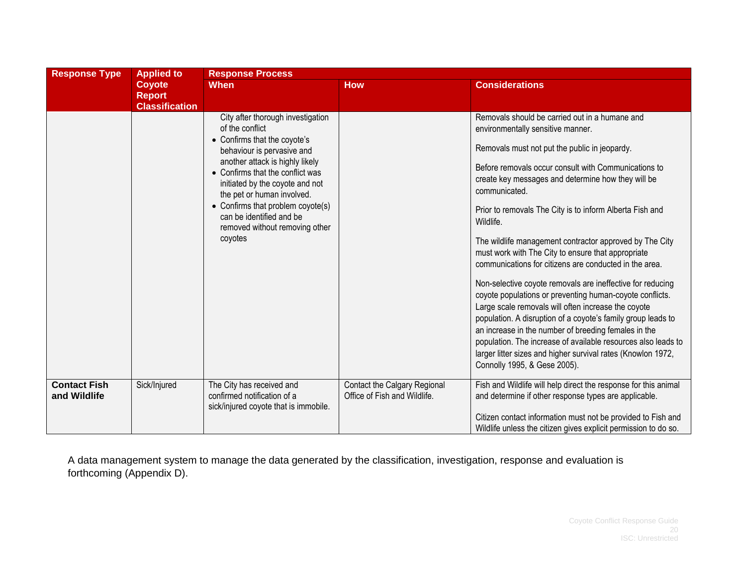| Response Type | Applied to Coyote Report Classification | Response Process | | |
|---|---|---|---|---|
| | | **When** | **How** | **Considerations** |
| | | City after thorough investigation of the conflict<br>• Confirms that the coyote's behaviour is pervasive and another attack is highly likely<br>• Confirms that the conflict was initiated by the coyote and not the pet or human involved.<br>• Confirms that problem coyote(s) can be identified and be removed without removing other coyotes | | Removals should be carried out in a humane and environmentally sensitive manner.<br><br>Removals must not put the public in jeopardy.<br><br>Before removals occur consult with Communications to create key messages and determine how they will be communicated.<br><br>Prior to removals The City is to inform Alberta Fish and Wildlife.<br><br>The wildlife management contractor approved by The City must work with The City to ensure that appropriate communications for citizens are conducted in the area.<br><br>Non-selective coyote removals are ineffective for reducing coyote populations or preventing human-coyote conflicts. Large scale removals will often increase the coyote population. A disruption of a coyote's family group leads to an increase in the number of breeding females in the population. The increase of available resources also leads to larger litter sizes and higher survival rates (Knowlon 1972, Connolly 1995, & Gese 2005). |
| **Contact Fish and Wildlife** | Sick/Injured | The City has received and confirmed notification of a sick/injured coyote that is immobile. | Contact the Calgary Regional Office of Fish and Wildlife. | Fish and Wildlife will help direct the response for this animal and determine if other response types are applicable.<br><br>Citizen contact information must not be provided to Fish and Wildlife unless the citizen gives explicit permission to do so. |

A data management system to manage the data generated by the classification, investigation, response and evaluation is forthcoming (Appendix D).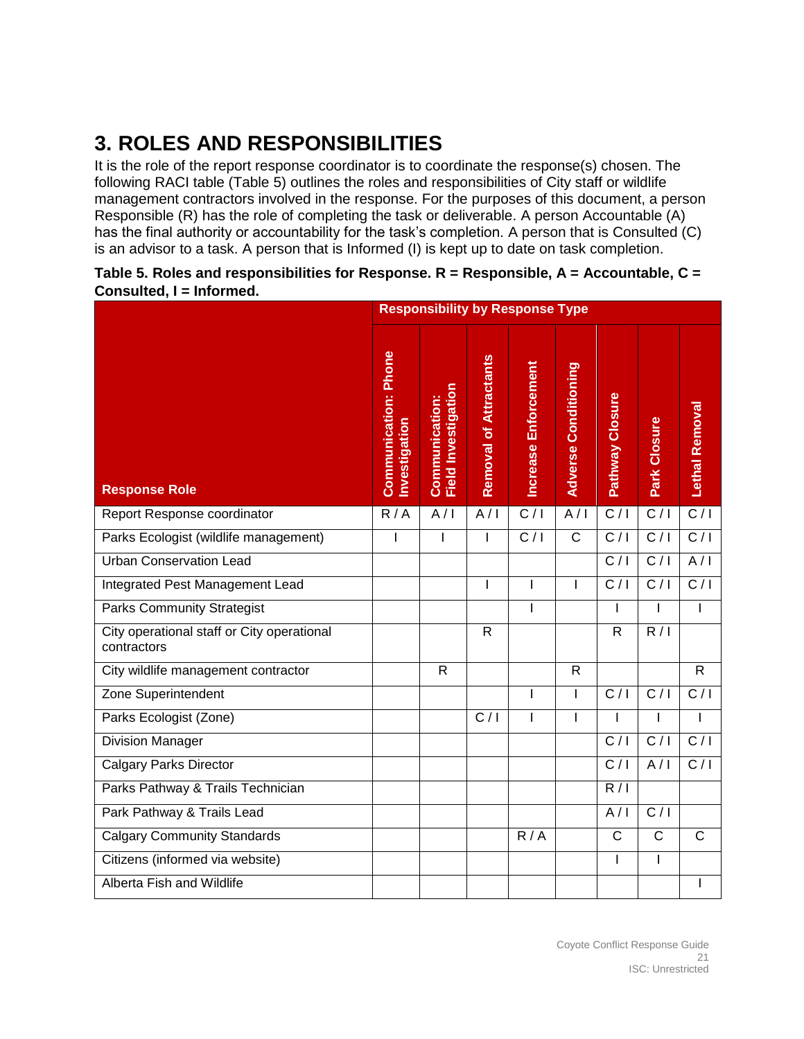# 3. ROLES AND RESPONSIBILITIES

It is the role of the report response coordinator is to coordinate the response(s) chosen. The following RACI table (Table 5) outlines the roles and responsibilities of City staff or wildlife management contractors involved in the response. For the purposes of this document, a person Responsible (R) has the role of completing the task or deliverable. A person Accountable (A) has the final authority or accountability for the task's completion. A person that is Consulted (C) is an advisor to a task. A person that is Informed (I) is kept up to date on task completion.

**Table 5. Roles and responsibilities for Response. R = Responsible, A = Accountable, C = Consulted, I = Informed.**

| | Responsibility by Response Type | | | | | | | |
|---|---|---|---|---|---|---|---|---|
| **Response Role** | **Communication: Phone Investigation** | **Communication: Field Investigation** | **Removal of Attractants** | **Increase Enforcement** | **Adverse Conditioning** | **Pathway Closure** | **Park Closure** | **Lethal Removal** |
| Report Response coordinator | R / A | A / I | A / I | C / I | A / I | C / I | C / I | C / I |
| Parks Ecologist (wildlife management) | I | I | I | C / I | C | C / I | C / I | C / I |
| Urban Conservation Lead | | | | | | C / I | C / I | A / I |
| Integrated Pest Management Lead | | | I | I | I | C / I | C / I | C / I |
| Parks Community Strategist | | | | I | | I | I | I |
| City operational staff or City operational contractors | | | R | | | R | R / I | |
| City wildlife management contractor | | R | | | R | | | R |
| Zone Superintendent | | | | I | I | C / I | C / I | C / I |
| Parks Ecologist (Zone) | | | C / I | I | I | I | I | I |
| Division Manager | | | | | | C / I | C / I | C / I |
| Calgary Parks Director | | | | | | C / I | A / I | C / I |
| Parks Pathway & Trails Technician | | | | | | R / I | | |
| Park Pathway & Trails Lead | | | | | | A / I | C / I | |
| Calgary Community Standards | | | | R / A | | C | C | C |
| Citizens (informed via website) | | | | | | I | I | |
| Alberta Fish and Wildlife | | | | | | | | I |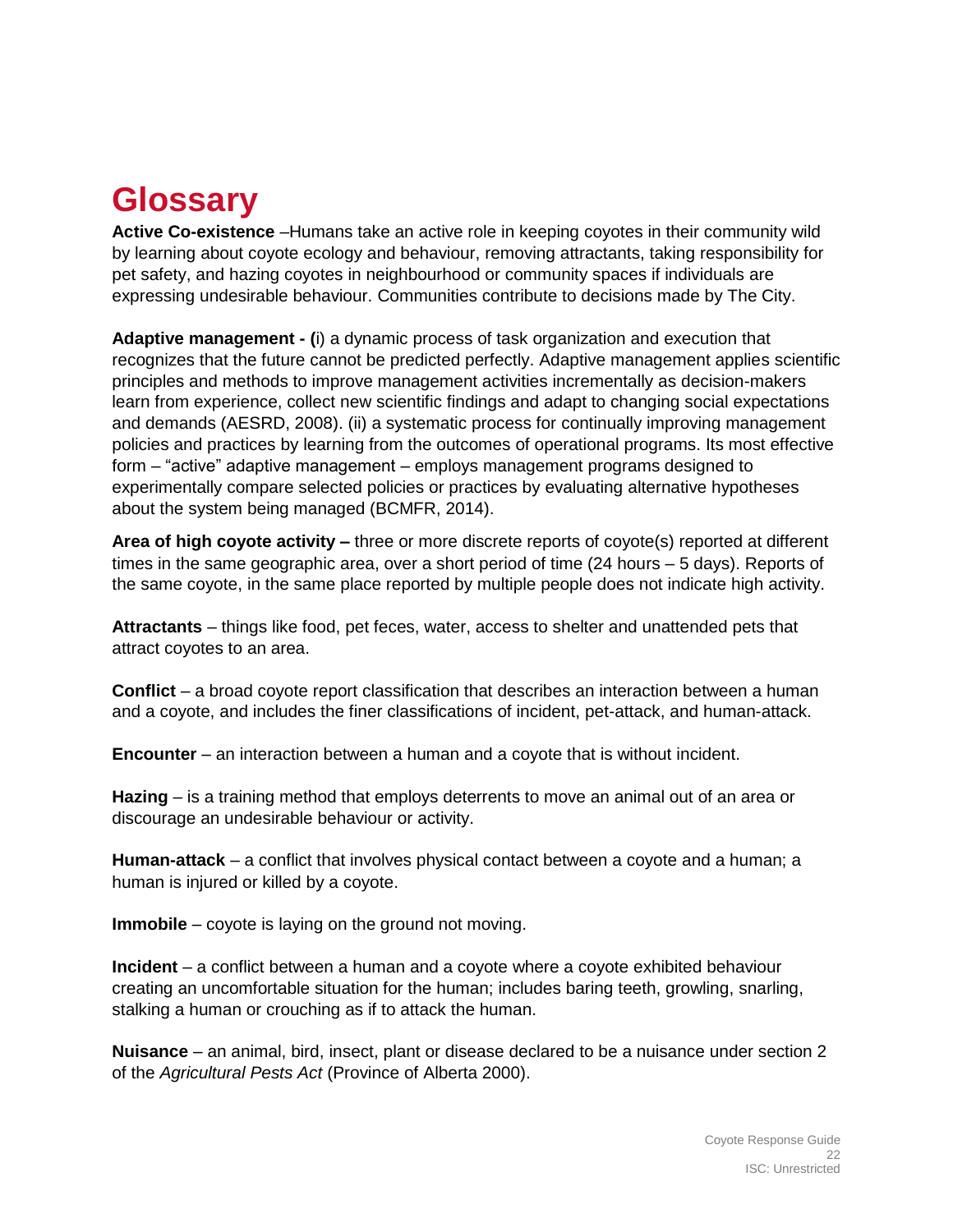# Glossary

**Active Co-existence** –Humans take an active role in keeping coyotes in their community wild by learning about coyote ecology and behaviour, removing attractants, taking responsibility for pet safety, and hazing coyotes in neighbourhood or community spaces if individuals are expressing undesirable behaviour. Communities contribute to decisions made by The City.

**Adaptive management - (**i) a dynamic process of task organization and execution that recognizes that the future cannot be predicted perfectly. Adaptive management applies scientific principles and methods to improve management activities incrementally as decision-makers learn from experience, collect new scientific findings and adapt to changing social expectations and demands (AESRD, 2008). (ii) a systematic process for continually improving management policies and practices by learning from the outcomes of operational programs. Its most effective form – "active" adaptive management – employs management programs designed to experimentally compare selected policies or practices by evaluating alternative hypotheses about the system being managed (BCMFR, 2014).

**Area of high coyote activity –** three or more discrete reports of coyote(s) reported at different times in the same geographic area, over a short period of time (24 hours – 5 days). Reports of the same coyote, in the same place reported by multiple people does not indicate high activity.

**Attractants** – things like food, pet feces, water, access to shelter and unattended pets that attract coyotes to an area.

**Conflict** – a broad coyote report classification that describes an interaction between a human and a coyote, and includes the finer classifications of incident, pet-attack, and human-attack.

**Encounter** – an interaction between a human and a coyote that is without incident.

**Hazing** – is a training method that employs deterrents to move an animal out of an area or discourage an undesirable behaviour or activity.

**Human-attack** – a conflict that involves physical contact between a coyote and a human; a human is injured or killed by a coyote.

**Immobile** – coyote is laying on the ground not moving.

**Incident** – a conflict between a human and a coyote where a coyote exhibited behaviour creating an uncomfortable situation for the human; includes baring teeth, growling, snarling, stalking a human or crouching as if to attack the human.

**Nuisance** – an animal, bird, insect, plant or disease declared to be a nuisance under section 2 of the *Agricultural Pests Act* (Province of Alberta 2000).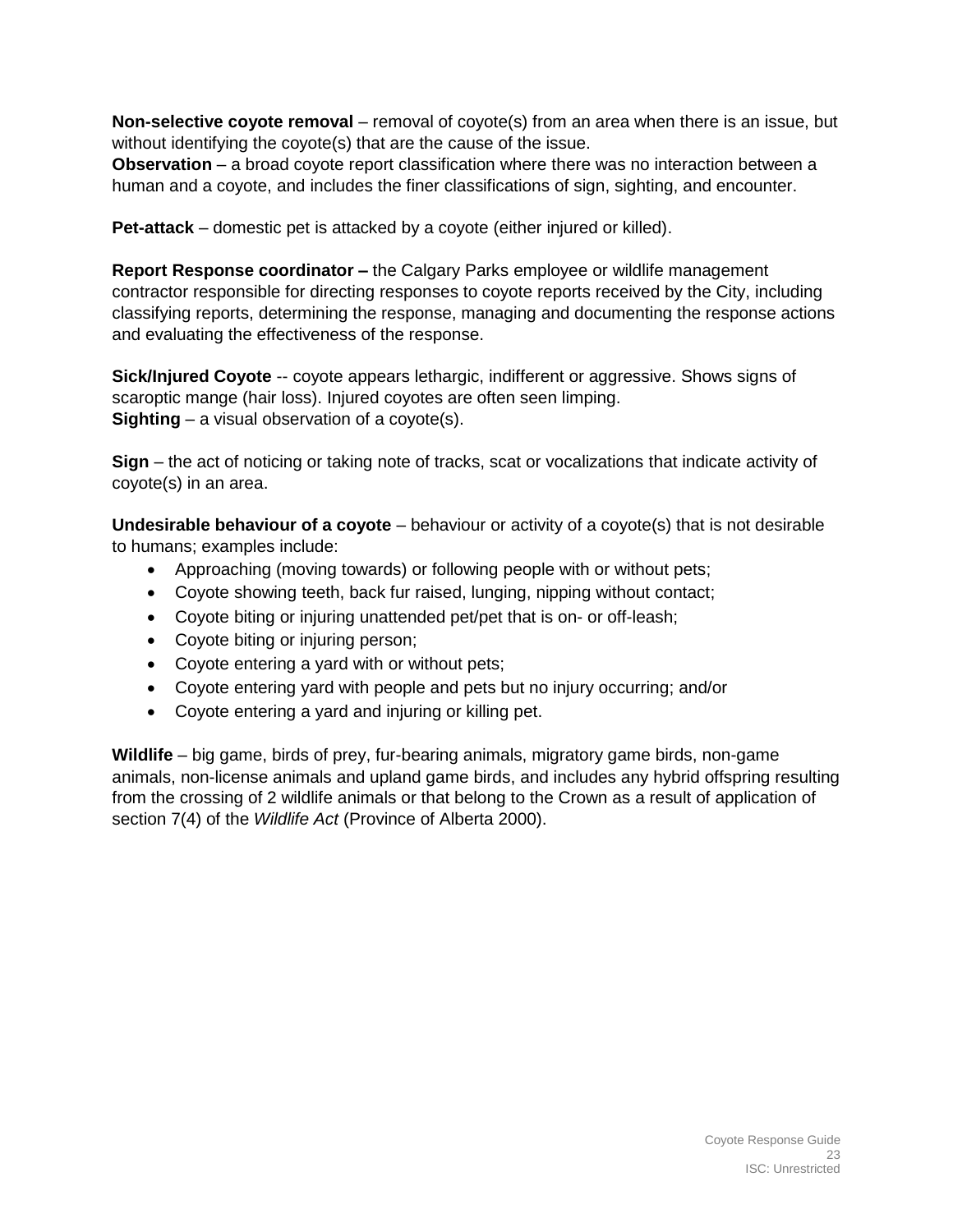**Non-selective coyote removal** – removal of coyote(s) from an area when there is an issue, but without identifying the coyote(s) that are the cause of the issue.
**Observation** – a broad coyote report classification where there was no interaction between a human and a coyote, and includes the finer classifications of sign, sighting, and encounter.

**Pet-attack** – domestic pet is attacked by a coyote (either injured or killed).

**Report Response coordinator –** the Calgary Parks employee or wildlife management contractor responsible for directing responses to coyote reports received by the City, including classifying reports, determining the response, managing and documenting the response actions and evaluating the effectiveness of the response.

**Sick/Injured Coyote** -- coyote appears lethargic, indifferent or aggressive. Shows signs of scaroptic mange (hair loss). Injured coyotes are often seen limping.
**Sighting** – a visual observation of a coyote(s).

**Sign** – the act of noticing or taking note of tracks, scat or vocalizations that indicate activity of coyote(s) in an area.

**Undesirable behaviour of a coyote** – behaviour or activity of a coyote(s) that is not desirable to humans; examples include:

- Approaching (moving towards) or following people with or without pets;
- Coyote showing teeth, back fur raised, lunging, nipping without contact;
- Coyote biting or injuring unattended pet/pet that is on- or off-leash;
- Coyote biting or injuring person;
- Coyote entering a yard with or without pets;
- Coyote entering yard with people and pets but no injury occurring; and/or
- Coyote entering a yard and injuring or killing pet.

**Wildlife** – big game, birds of prey, fur-bearing animals, migratory game birds, non-game animals, non-license animals and upland game birds, and includes any hybrid offspring resulting from the crossing of 2 wildlife animals or that belong to the Crown as a result of application of section 7(4) of the *Wildlife Act* (Province of Alberta 2000).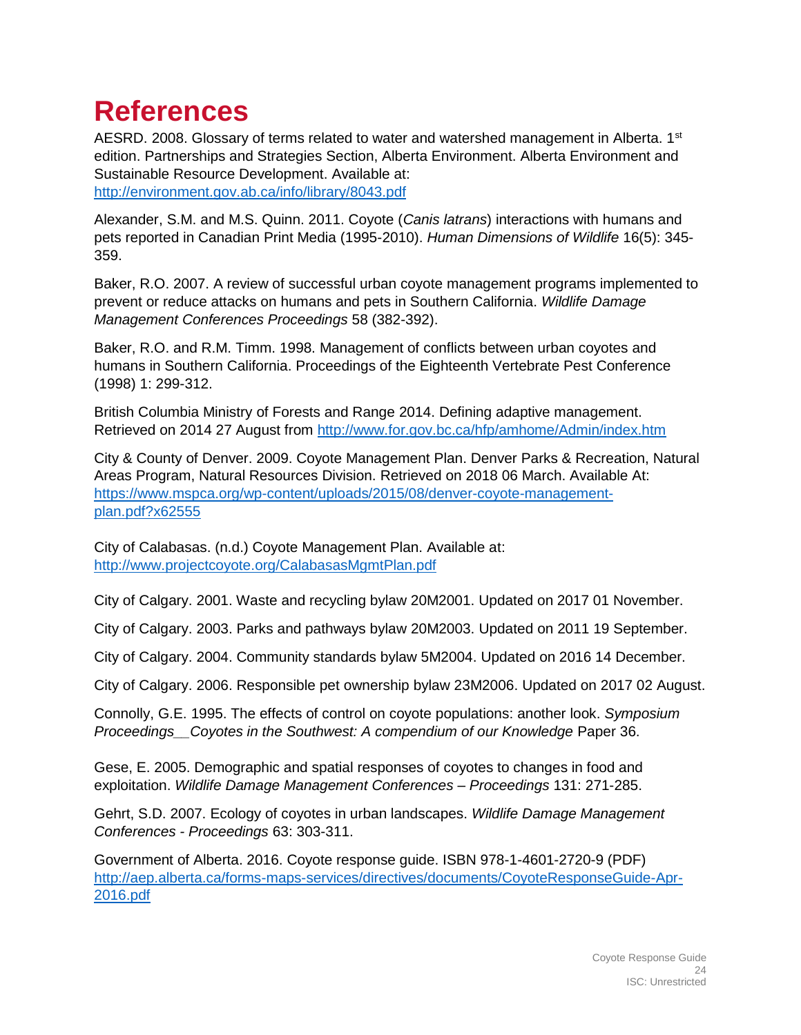# References

AESRD. 2008. Glossary of terms related to water and watershed management in Alberta. 1st edition. Partnerships and Strategies Section, Alberta Environment. Alberta Environment and Sustainable Resource Development. Available at: http://environment.gov.ab.ca/info/library/8043.pdf

Alexander, S.M. and M.S. Quinn. 2011. Coyote (*Canis latrans*) interactions with humans and pets reported in Canadian Print Media (1995-2010). *Human Dimensions of Wildlife* 16(5): 345-359.

Baker, R.O. 2007. A review of successful urban coyote management programs implemented to prevent or reduce attacks on humans and pets in Southern California. *Wildlife Damage Management Conferences Proceedings* 58 (382-392).

Baker, R.O. and R.M. Timm. 1998. Management of conflicts between urban coyotes and humans in Southern California. Proceedings of the Eighteenth Vertebrate Pest Conference (1998) 1: 299-312.

British Columbia Ministry of Forests and Range 2014. Defining adaptive management. Retrieved on 2014 27 August from http://www.for.gov.bc.ca/hfp/amhome/Admin/index.htm

City & County of Denver. 2009. Coyote Management Plan. Denver Parks & Recreation, Natural Areas Program, Natural Resources Division. Retrieved on 2018 06 March. Available At: https://www.mspca.org/wp-content/uploads/2015/08/denver-coyote-management-plan.pdf?x62555

City of Calabasas. (n.d.) Coyote Management Plan. Available at: http://www.projectcoyote.org/CalabasasMgmtPlan.pdf

City of Calgary. 2001. Waste and recycling bylaw 20M2001. Updated on 2017 01 November.

City of Calgary. 2003. Parks and pathways bylaw 20M2003. Updated on 2011 19 September.

City of Calgary. 2004. Community standards bylaw 5M2004. Updated on 2016 14 December.

City of Calgary. 2006. Responsible pet ownership bylaw 23M2006. Updated on 2017 02 August.

Connolly, G.E. 1995. The effects of control on coyote populations: another look. *Symposium Proceedings__Coyotes in the Southwest: A compendium of our Knowledge* Paper 36.

Gese, E. 2005. Demographic and spatial responses of coyotes to changes in food and exploitation. *Wildlife Damage Management Conferences – Proceedings* 131: 271-285.

Gehrt, S.D. 2007. Ecology of coyotes in urban landscapes. *Wildlife Damage Management Conferences - Proceedings* 63: 303-311.

Government of Alberta. 2016. Coyote response guide. ISBN 978-1-4601-2720-9 (PDF) http://aep.alberta.ca/forms-maps-services/directives/documents/CoyoteResponseGuide-Apr-2016.pdf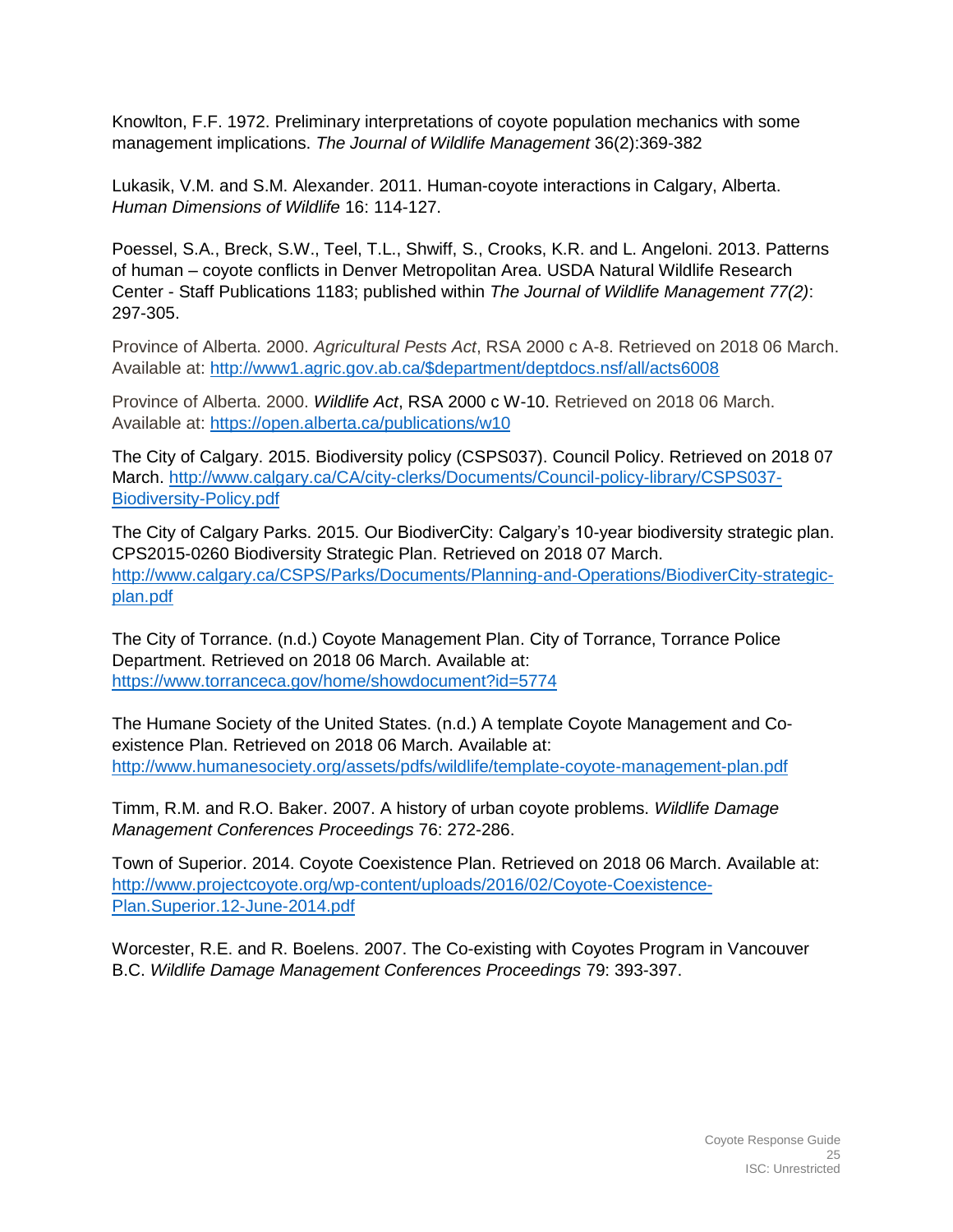Knowlton, F.F. 1972. Preliminary interpretations of coyote population mechanics with some management implications. *The Journal of Wildlife Management* 36(2):369-382

Lukasik, V.M. and S.M. Alexander. 2011. Human-coyote interactions in Calgary, Alberta. *Human Dimensions of Wildlife* 16: 114-127.

Poessel, S.A., Breck, S.W., Teel, T.L., Shwiff, S., Crooks, K.R. and L. Angeloni. 2013. Patterns of human – coyote conflicts in Denver Metropolitan Area. USDA Natural Wildlife Research Center - Staff Publications 1183; published within *The Journal of Wildlife Management 77(2)*: 297-305.

Province of Alberta. 2000. *Agricultural Pests Act*, RSA 2000 c A-8. Retrieved on 2018 06 March. Available at: http://www1.agric.gov.ab.ca/$department/deptdocs.nsf/all/acts6008

Province of Alberta. 2000. *Wildlife Act*, RSA 2000 c W-10. Retrieved on 2018 06 March. Available at: https://open.alberta.ca/publications/w10

The City of Calgary. 2015. Biodiversity policy (CSPS037). Council Policy. Retrieved on 2018 07 March. http://www.calgary.ca/CA/city-clerks/Documents/Council-policy-library/CSPS037-Biodiversity-Policy.pdf

The City of Calgary Parks. 2015. Our BiodiverCity: Calgary's 10-year biodiversity strategic plan. CPS2015-0260 Biodiversity Strategic Plan. Retrieved on 2018 07 March. http://www.calgary.ca/CSPS/Parks/Documents/Planning-and-Operations/BiodiverCity-strategic-plan.pdf

The City of Torrance. (n.d.) Coyote Management Plan. City of Torrance, Torrance Police Department. Retrieved on 2018 06 March. Available at: https://www.torranceca.gov/home/showdocument?id=5774

The Humane Society of the United States. (n.d.) A template Coyote Management and Co-existence Plan. Retrieved on 2018 06 March. Available at: http://www.humanesociety.org/assets/pdfs/wildlife/template-coyote-management-plan.pdf

Timm, R.M. and R.O. Baker. 2007. A history of urban coyote problems. *Wildlife Damage Management Conferences Proceedings* 76: 272-286.

Town of Superior. 2014. Coyote Coexistence Plan. Retrieved on 2018 06 March. Available at: http://www.projectcoyote.org/wp-content/uploads/2016/02/Coyote-Coexistence-Plan.Superior.12-June-2014.pdf

Worcester, R.E. and R. Boelens. 2007. The Co-existing with Coyotes Program in Vancouver B.C. *Wildlife Damage Management Conferences Proceedings* 79: 393-397.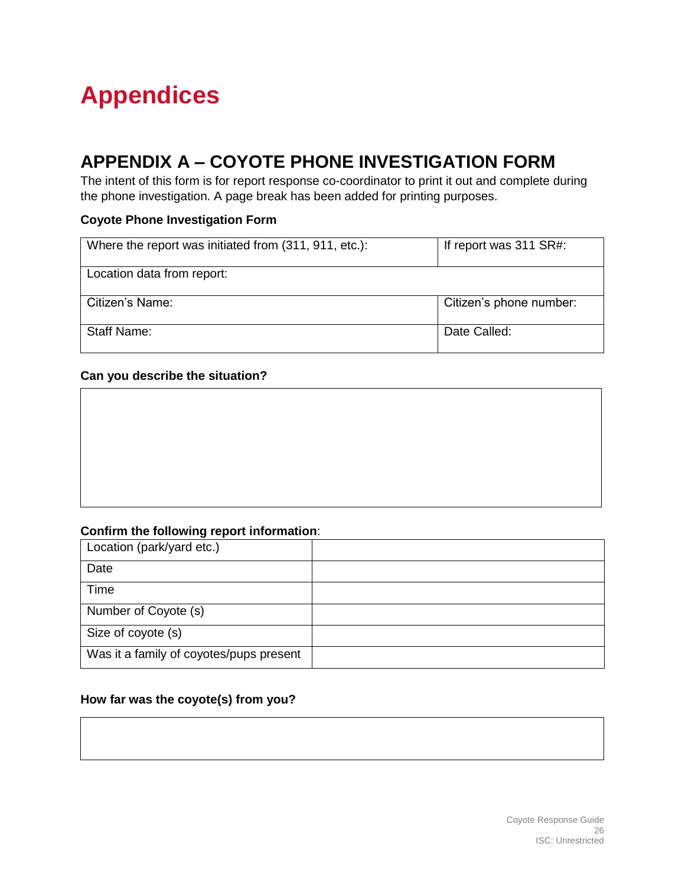# Appendices

## APPENDIX A – COYOTE PHONE INVESTIGATION FORM

The intent of this form is for report response co-coordinator to print it out and complete during the phone investigation. A page break has been added for printing purposes.

**Coyote Phone Investigation Form**

| Where the report was initiated from (311, 911, etc.): | If report was 311 SR#: |
|---|---|
| Location data from report: | |
| Citizen's Name: | Citizen's phone number: |
| Staff Name: | Date Called: |

**Can you describe the situation?**

| |
|---|
| |

**Confirm the following report information**:

| | |
|---|---|
| Location (park/yard etc.) | |
| Date | |
| Time | |
| Number of Coyote (s) | |
| Size of coyote (s) | |
| Was it a family of coyotes/pups present | |

**How far was the coyote(s) from you?**

| |
|---|
| |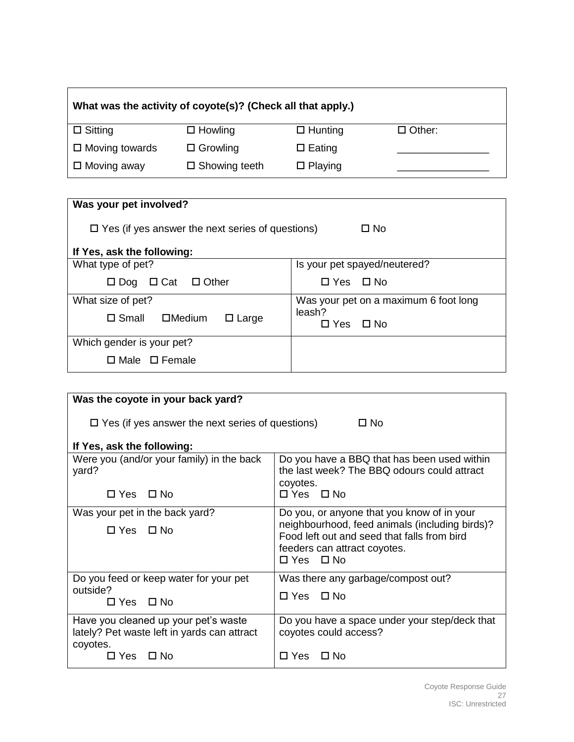| What was the activity of coyote(s)? (Check all that apply.) | | | |
|---|---|---|---|
| ☐ Sitting | ☐ Howling | ☐ Hunting | ☐ Other: |
| ☐ Moving towards | ☐ Growling | ☐ Eating | ________________ |
| ☐ Moving away | ☐ Showing teeth | ☐ Playing | ________________ |

**Was your pet involved?**

☐ Yes (if yes answer the next series of questions) ☐ No

**If Yes, ask the following:**

| | |
|---|---|
| What type of pet?<br>☐ Dog ☐ Cat ☐ Other | Is your pet spayed/neutered?<br>☐ Yes ☐ No |
| What size of pet?<br>☐ Small ☐Medium ☐ Large | Was your pet on a maximum 6 foot long leash?<br>☐ Yes ☐ No |
| Which gender is your pet?<br>☐ Male ☐ Female | |

**Was the coyote in your back yard?**

☐ Yes (if yes answer the next series of questions) ☐ No

**If Yes, ask the following:**

| | |
|---|---|
| Were you (and/or your family) in the back yard?<br>☐ Yes ☐ No | Do you have a BBQ that has been used within the last week? The BBQ odours could attract coyotes.<br>☐ Yes ☐ No |
| Was your pet in the back yard?<br>☐ Yes ☐ No | Do you, or anyone that you know of in your neighbourhood, feed animals (including birds)? Food left out and seed that falls from bird feeders can attract coyotes.<br>☐ Yes ☐ No |
| Do you feed or keep water for your pet outside?<br>☐ Yes ☐ No | Was there any garbage/compost out?<br>☐ Yes ☐ No |
| Have you cleaned up your pet's waste lately? Pet waste left in yards can attract coyotes.<br>☐ Yes ☐ No | Do you have a space under your step/deck that coyotes could access?<br>☐ Yes ☐ No |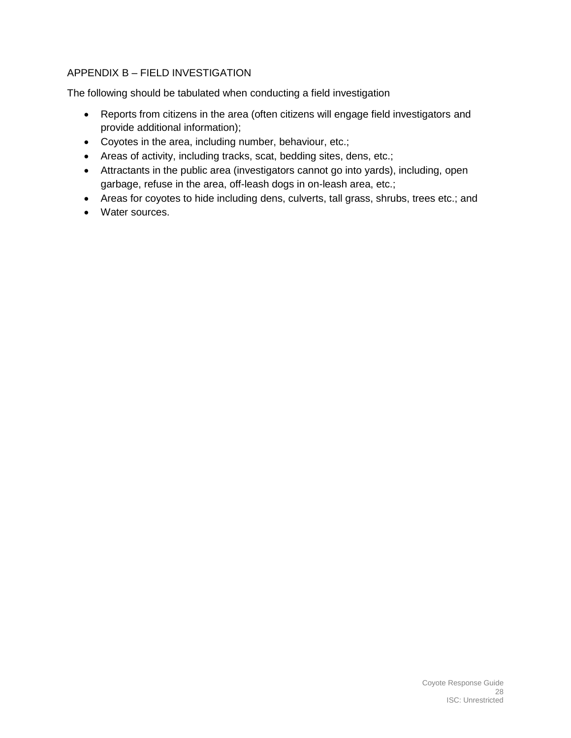## APPENDIX B – FIELD INVESTIGATION

The following should be tabulated when conducting a field investigation

- Reports from citizens in the area (often citizens will engage field investigators and provide additional information);
- Coyotes in the area, including number, behaviour, etc.;
- Areas of activity, including tracks, scat, bedding sites, dens, etc.;
- Attractants in the public area (investigators cannot go into yards), including, open garbage, refuse in the area, off-leash dogs in on-leash area, etc.;
- Areas for coyotes to hide including dens, culverts, tall grass, shrubs, trees etc.; and
- Water sources.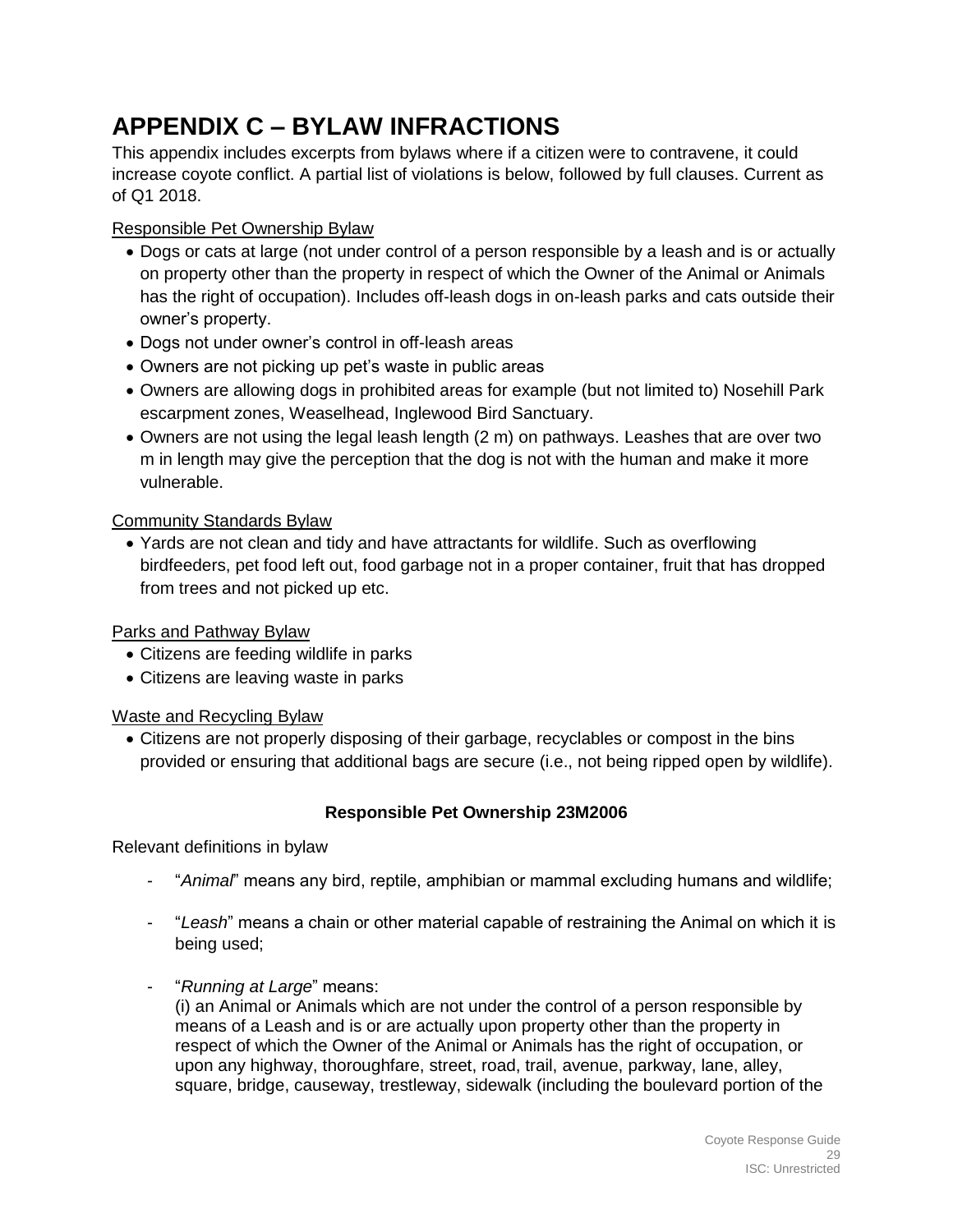# APPENDIX C – BYLAW INFRACTIONS

This appendix includes excerpts from bylaws where if a citizen were to contravene, it could increase coyote conflict. A partial list of violations is below, followed by full clauses. Current as of Q1 2018.

<u>Responsible Pet Ownership Bylaw</u>

- Dogs or cats at large (not under control of a person responsible by a leash and is or actually on property other than the property in respect of which the Owner of the Animal or Animals has the right of occupation). Includes off-leash dogs in on-leash parks and cats outside their owner's property.
- Dogs not under owner's control in off-leash areas
- Owners are not picking up pet's waste in public areas
- Owners are allowing dogs in prohibited areas for example (but not limited to) Nosehill Park escarpment zones, Weaselhead, Inglewood Bird Sanctuary.
- Owners are not using the legal leash length (2 m) on pathways. Leashes that are over two m in length may give the perception that the dog is not with the human and make it more vulnerable.

<u>Community Standards Bylaw</u>

- Yards are not clean and tidy and have attractants for wildlife. Such as overflowing birdfeeders, pet food left out, food garbage not in a proper container, fruit that has dropped from trees and not picked up etc.

<u>Parks and Pathway Bylaw</u>

- Citizens are feeding wildlife in parks
- Citizens are leaving waste in parks

<u>Waste and Recycling Bylaw</u>

- Citizens are not properly disposing of their garbage, recyclables or compost in the bins provided or ensuring that additional bags are secure (i.e., not being ripped open by wildlife).

**Responsible Pet Ownership 23M2006**

Relevant definitions in bylaw

- "*Animal*" means any bird, reptile, amphibian or mammal excluding humans and wildlife;
- "*Leash*" means a chain or other material capable of restraining the Animal on which it is being used;
- "*Running at Large*" means:
  (i) an Animal or Animals which are not under the control of a person responsible by means of a Leash and is or are actually upon property other than the property in respect of which the Owner of the Animal or Animals has the right of occupation, or upon any highway, thoroughfare, street, road, trail, avenue, parkway, lane, alley, square, bridge, causeway, trestleway, sidewalk (including the boulevard portion of the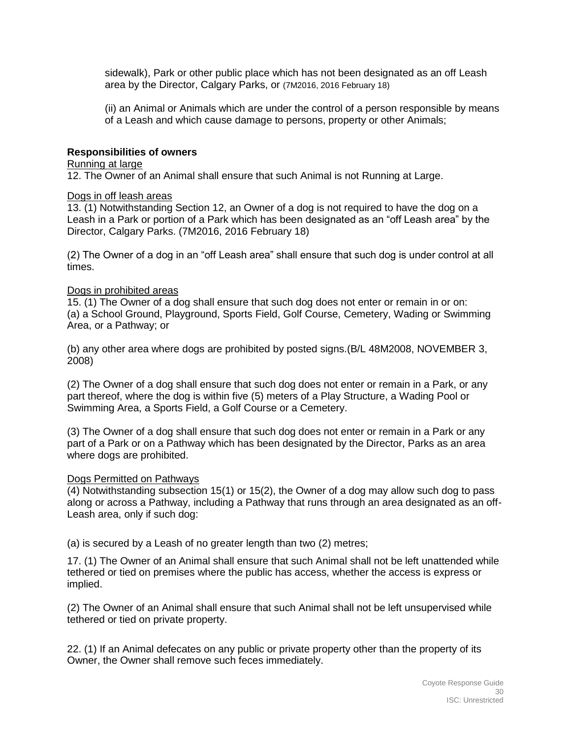sidewalk), Park or other public place which has not been designated as an off Leash area by the Director, Calgary Parks, or (7M2016, 2016 February 18)

(ii) an Animal or Animals which are under the control of a person responsible by means of a Leash and which cause damage to persons, property or other Animals;

**Responsibilities of owners**

Running at large

12. The Owner of an Animal shall ensure that such Animal is not Running at Large.

Dogs in off leash areas

13. (1) Notwithstanding Section 12, an Owner of a dog is not required to have the dog on a Leash in a Park or portion of a Park which has been designated as an “off Leash area” by the Director, Calgary Parks. (7M2016, 2016 February 18)

(2) The Owner of a dog in an “off Leash area” shall ensure that such dog is under control at all times.

Dogs in prohibited areas

15. (1) The Owner of a dog shall ensure that such dog does not enter or remain in or on:
(a) a School Ground, Playground, Sports Field, Golf Course, Cemetery, Wading or Swimming Area, or a Pathway; or

(b) any other area where dogs are prohibited by posted signs.(B/L 48M2008, NOVEMBER 3, 2008)

(2) The Owner of a dog shall ensure that such dog does not enter or remain in a Park, or any part thereof, where the dog is within five (5) meters of a Play Structure, a Wading Pool or Swimming Area, a Sports Field, a Golf Course or a Cemetery.

(3) The Owner of a dog shall ensure that such dog does not enter or remain in a Park or any part of a Park or on a Pathway which has been designated by the Director, Parks as an area where dogs are prohibited.

Dogs Permitted on Pathways

(4) Notwithstanding subsection 15(1) or 15(2), the Owner of a dog may allow such dog to pass along or across a Pathway, including a Pathway that runs through an area designated as an off-Leash area, only if such dog:

(a) is secured by a Leash of no greater length than two (2) metres;

17. (1) The Owner of an Animal shall ensure that such Animal shall not be left unattended while tethered or tied on premises where the public has access, whether the access is express or implied.

(2) The Owner of an Animal shall ensure that such Animal shall not be left unsupervised while tethered or tied on private property.

22. (1) If an Animal defecates on any public or private property other than the property of its Owner, the Owner shall remove such feces immediately.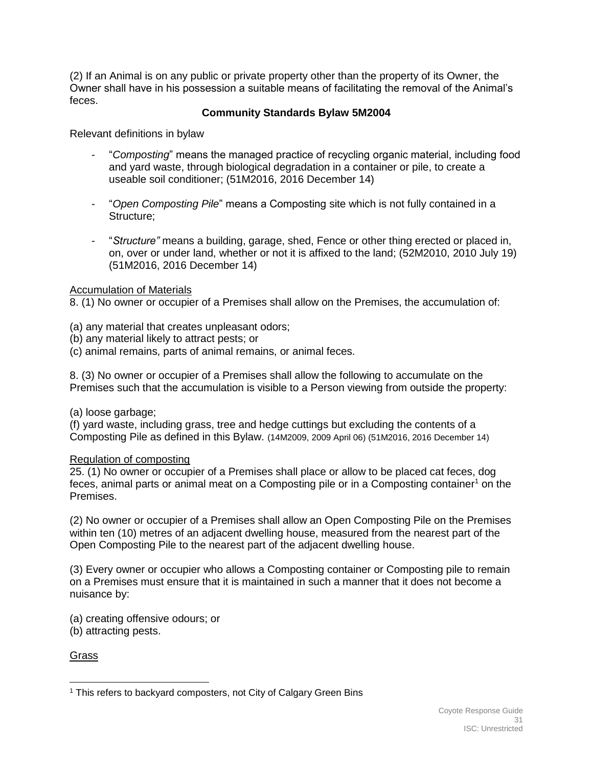(2) If an Animal is on any public or private property other than the property of its Owner, the Owner shall have in his possession a suitable means of facilitating the removal of the Animal's feces.

**Community Standards Bylaw 5M2004**

Relevant definitions in bylaw

- "*Composting*" means the managed practice of recycling organic material, including food and yard waste, through biological degradation in a container or pile, to create a useable soil conditioner; (51M2016, 2016 December 14)

- "*Open Composting Pile*" means a Composting site which is not fully contained in a Structure;

- "*Structure"* means a building, garage, shed, Fence or other thing erected or placed in, on, over or under land, whether or not it is affixed to the land; (52M2010, 2010 July 19) (51M2016, 2016 December 14)

<u>Accumulation of Materials</u>

8. (1) No owner or occupier of a Premises shall allow on the Premises, the accumulation of:

(a) any material that creates unpleasant odors;
(b) any material likely to attract pests; or
(c) animal remains, parts of animal remains, or animal feces.

8. (3) No owner or occupier of a Premises shall allow the following to accumulate on the Premises such that the accumulation is visible to a Person viewing from outside the property:

(a) loose garbage;
(f) yard waste, including grass, tree and hedge cuttings but excluding the contents of a Composting Pile as defined in this Bylaw. (14M2009, 2009 April 06) (51M2016, 2016 December 14)

<u>Regulation of composting</u>

25. (1) No owner or occupier of a Premises shall place or allow to be placed cat feces, dog feces, animal parts or animal meat on a Composting pile or in a Composting container[1] on the Premises.

(2) No owner or occupier of a Premises shall allow an Open Composting Pile on the Premises within ten (10) metres of an adjacent dwelling house, measured from the nearest part of the Open Composting Pile to the nearest part of the adjacent dwelling house.

(3) Every owner or occupier who allows a Composting container or Composting pile to remain on a Premises must ensure that it is maintained in such a manner that it does not become a nuisance by:

(a) creating offensive odours; or
(b) attracting pests.

<u>Grass</u>

[1] This refers to backyard composters, not City of Calgary Green Bins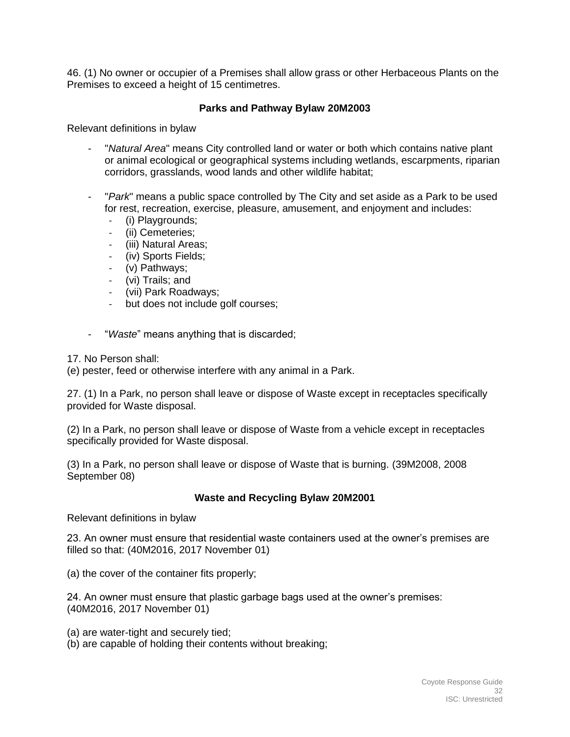46. (1) No owner or occupier of a Premises shall allow grass or other Herbaceous Plants on the Premises to exceed a height of 15 centimetres.

### Parks and Pathway Bylaw 20M2003

Relevant definitions in bylaw

- "*Natural Area*" means City controlled land or water or both which contains native plant or animal ecological or geographical systems including wetlands, escarpments, riparian corridors, grasslands, wood lands and other wildlife habitat;
- "*Park*" means a public space controlled by The City and set aside as a Park to be used for rest, recreation, exercise, pleasure, amusement, and enjoyment and includes:
  - (i) Playgrounds;
  - (ii) Cemeteries;
  - (iii) Natural Areas;
  - (iv) Sports Fields;
  - (v) Pathways;
  - (vi) Trails; and
  - (vii) Park Roadways;
  - but does not include golf courses;
- "*Waste*" means anything that is discarded;

17. No Person shall:
(e) pester, feed or otherwise interfere with any animal in a Park.

27. (1) In a Park, no person shall leave or dispose of Waste except in receptacles specifically provided for Waste disposal.

(2) In a Park, no person shall leave or dispose of Waste from a vehicle except in receptacles specifically provided for Waste disposal.

(3) In a Park, no person shall leave or dispose of Waste that is burning. (39M2008, 2008 September 08)

### Waste and Recycling Bylaw 20M2001

Relevant definitions in bylaw

23. An owner must ensure that residential waste containers used at the owner's premises are filled so that: (40M2016, 2017 November 01)

(a) the cover of the container fits properly;

24. An owner must ensure that plastic garbage bags used at the owner's premises: (40M2016, 2017 November 01)

(a) are water-tight and securely tied;
(b) are capable of holding their contents without breaking;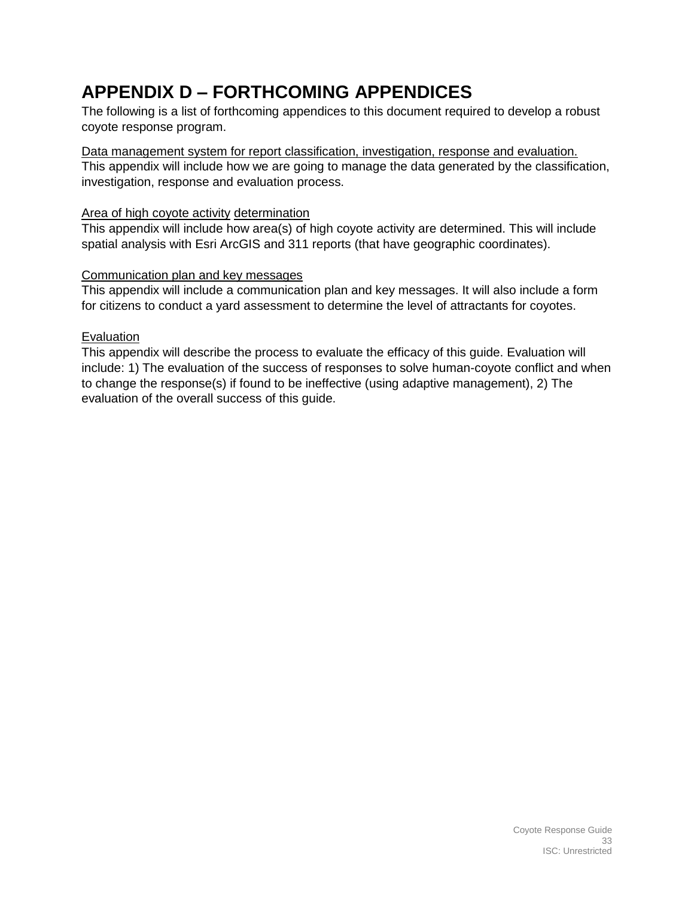# APPENDIX D – FORTHCOMING APPENDICES

The following is a list of forthcoming appendices to this document required to develop a robust coyote response program.

Data management system for report classification, investigation, response and evaluation.
This appendix will include how we are going to manage the data generated by the classification, investigation, response and evaluation process.

Area of high coyote activity determination
This appendix will include how area(s) of high coyote activity are determined. This will include spatial analysis with Esri ArcGIS and 311 reports (that have geographic coordinates).

Communication plan and key messages
This appendix will include a communication plan and key messages. It will also include a form for citizens to conduct a yard assessment to determine the level of attractants for coyotes.

Evaluation
This appendix will describe the process to evaluate the efficacy of this guide. Evaluation will include: 1) The evaluation of the success of responses to solve human-coyote conflict and when to change the response(s) if found to be ineffective (using adaptive management), 2) The evaluation of the overall success of this guide.